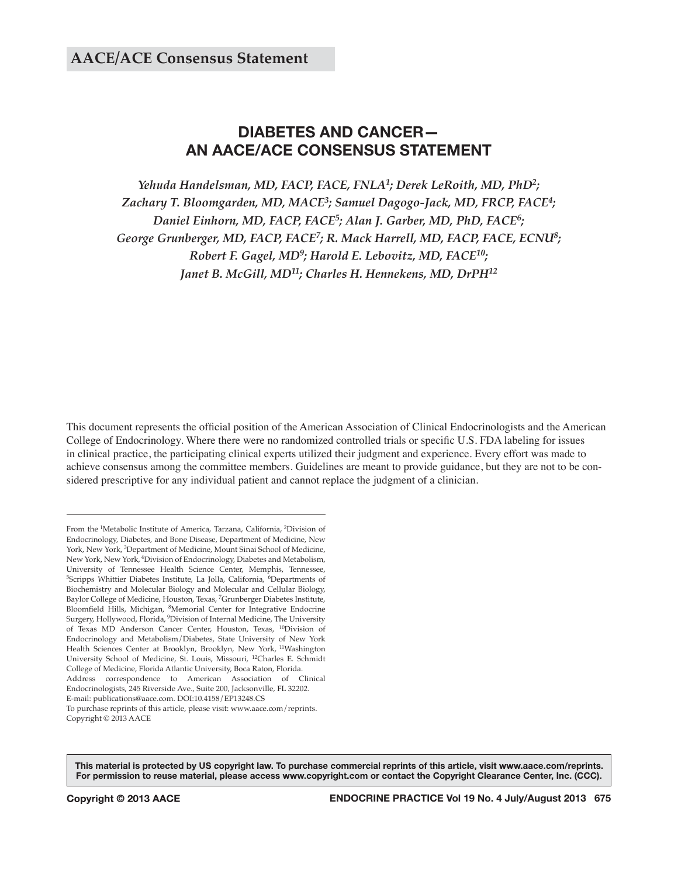AACE/ACE Consensus Statement

# DIABETES AND CANCER— AN AACE/ACE CONSENSUS STATEMENT

*Yehuda Handelsman, MD, FACP, FACE, FNLA[1]; Derek LeRoith, MD, PhD[2]; Zachary T. Bloomgarden, MD, MACE[3]; Samuel Dagogo-Jack, MD, FRCP, FACE[4]; Daniel Einhorn, MD, FACP, FACE[5]; Alan J. Garber, MD, PhD, FACE[6]; George Grunberger, MD, FACP, FACE[7]; R. Mack Harrell, MD, FACP, FACE, ECNU[8]; Robert F. Gagel, MD[9]; Harold E. Lebovitz, MD, FACE[10]; Janet B. McGill, MD[11]; Charles H. Hennekens, MD, DrPH[12]*

This document represents the official position of the American Association of Clinical Endocrinologists and the American College of Endocrinology. Where there were no randomized controlled trials or specific U.S. FDA labeling for issues in clinical practice, the participating clinical experts utilized their judgment and experience. Every effort was made to achieve consensus among the committee members. Guidelines are meant to provide guidance, but they are not to be considered prescriptive for any individual patient and cannot replace the judgment of a clinician.

From the [1]Metabolic Institute of America, Tarzana, California, [2]Division of Endocrinology, Diabetes, and Bone Disease, Department of Medicine, New York, New York, [3]Department of Medicine, Mount Sinai School of Medicine, New York, New York, [4]Division of Endocrinology, Diabetes and Metabolism, University of Tennessee Health Science Center, Memphis, Tennessee, [5]Scripps Whittier Diabetes Institute, La Jolla, California, [6]Departments of Biochemistry and Molecular Biology and Molecular and Cellular Biology, Baylor College of Medicine, Houston, Texas, [7]Grunberger Diabetes Institute, Bloomfield Hills, Michigan, [8]Memorial Center for Integrative Endocrine Surgery, Hollywood, Florida, [9]Division of Internal Medicine, The University of Texas MD Anderson Cancer Center, Houston, Texas, [10]Division of Endocrinology and Metabolism/Diabetes, State University of New York Health Sciences Center at Brooklyn, Brooklyn, New York, [11]Washington University School of Medicine, St. Louis, Missouri, [12]Charles E. Schmidt College of Medicine, Florida Atlantic University, Boca Raton, Florida.
Address correspondence to American Association of Clinical Endocrinologists, 245 Riverside Ave., Suite 200, Jacksonville, FL 32202.
E-mail: publications@aace.com. DOI:10.4158/EP13248.CS
To purchase reprints of this article, please visit: www.aace.com/reprints.
Copyright © 2013 AACE

**This material is protected by US copyright law. To purchase commercial reprints of this article, visit www.aace.com/reprints. For permission to reuse material, please access www.copyright.com or contact the Copyright Clearance Center, Inc. (CCC).**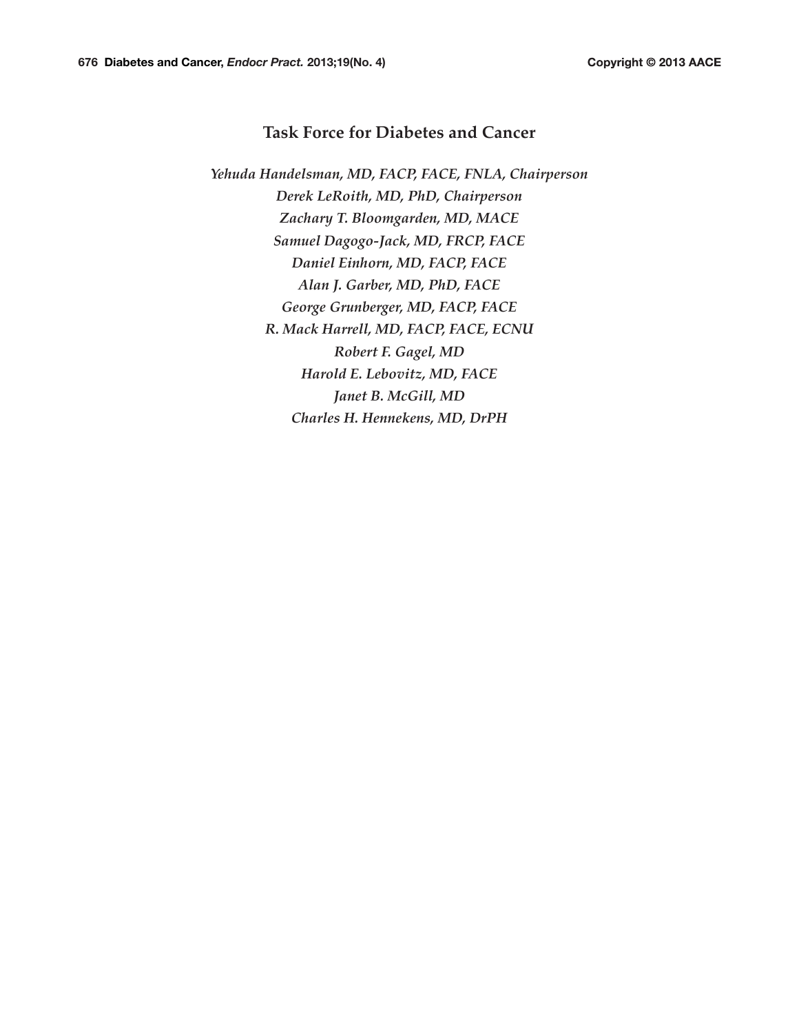## Task Force for Diabetes and Cancer

*Yehuda Handelsman, MD, FACP, FACE, FNLA, Chairperson*
*Derek LeRoith, MD, PhD, Chairperson*
*Zachary T. Bloomgarden, MD, MACE*
*Samuel Dagogo-Jack, MD, FRCP, FACE*
*Daniel Einhorn, MD, FACP, FACE*
*Alan J. Garber, MD, PhD, FACE*
*George Grunberger, MD, FACP, FACE*
*R. Mack Harrell, MD, FACP, FACE, ECNU*
*Robert F. Gagel, MD*
*Harold E. Lebovitz, MD, FACE*
*Janet B. McGill, MD*
*Charles H. Hennekens, MD, DrPH*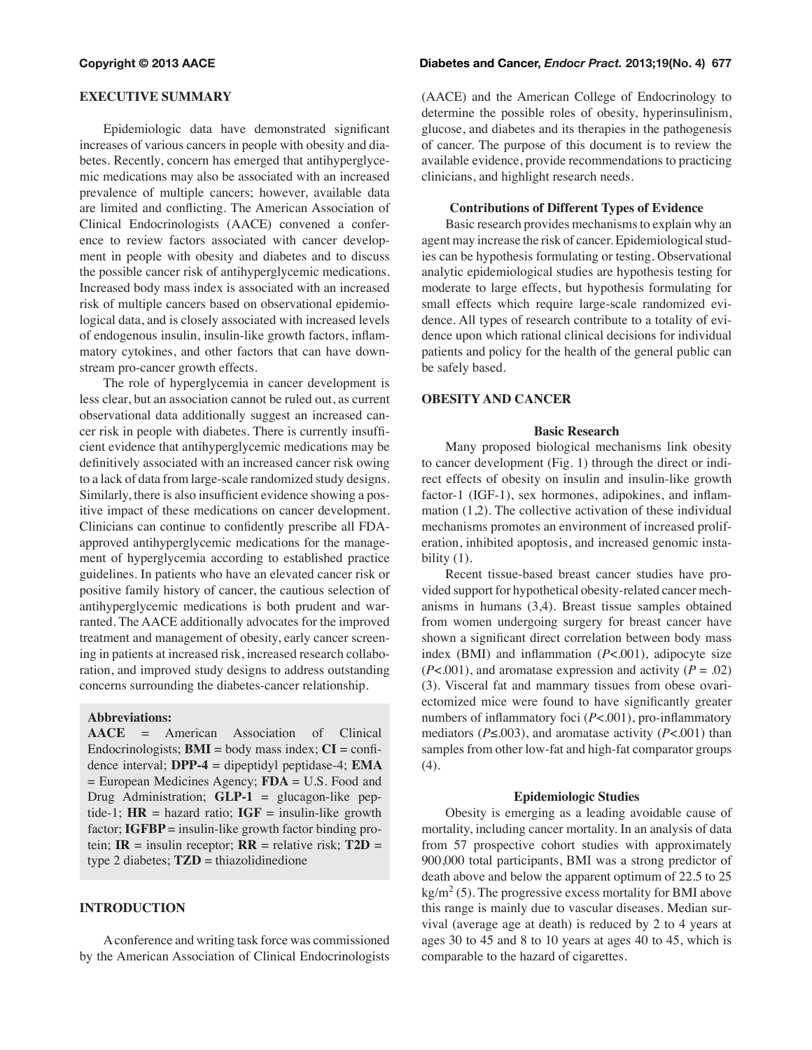## EXECUTIVE SUMMARY

Epidemiologic data have demonstrated significant increases of various cancers in people with obesity and diabetes. Recently, concern has emerged that antihyperglycemic medications may also be associated with an increased prevalence of multiple cancers; however, available data are limited and conflicting. The American Association of Clinical Endocrinologists (AACE) convened a conference to review factors associated with cancer development in people with obesity and diabetes and to discuss the possible cancer risk of antihyperglycemic medications. Increased body mass index is associated with an increased risk of multiple cancers based on observational epidemiological data, and is closely associated with increased levels of endogenous insulin, insulin-like growth factors, inflammatory cytokines, and other factors that can have downstream pro-cancer growth effects.

The role of hyperglycemia in cancer development is less clear, but an association cannot be ruled out, as current observational data additionally suggest an increased cancer risk in people with diabetes. There is currently insufficient evidence that antihyperglycemic medications may be definitively associated with an increased cancer risk owing to a lack of data from large-scale randomized study designs. Similarly, there is also insufficient evidence showing a positive impact of these medications on cancer development. Clinicians can continue to confidently prescribe all FDA-approved antihyperglycemic medications for the management of hyperglycemia according to established practice guidelines. In patients who have an elevated cancer risk or positive family history of cancer, the cautious selection of antihyperglycemic medications is both prudent and warranted. The AACE additionally advocates for the improved treatment and management of obesity, early cancer screening in patients at increased risk, increased research collaboration, and improved study designs to address outstanding concerns surrounding the diabetes-cancer relationship.

**Abbreviations:**
**AACE** = American Association of Clinical Endocrinologists; **BMI** = body mass index; **CI** = confidence interval; **DPP-4** = dipeptidyl peptidase-4; **EMA** = European Medicines Agency; **FDA** = U.S. Food and Drug Administration; **GLP-1** = glucagon-like peptide-1; **HR** = hazard ratio; **IGF** = insulin-like growth factor; **IGFBP** = insulin-like growth factor binding protein; **IR** = insulin receptor; **RR** = relative risk; **T2D** = type 2 diabetes; **TZD** = thiazolidinedione

## INTRODUCTION

A conference and writing task force was commissioned by the American Association of Clinical Endocrinologists (AACE) and the American College of Endocrinology to determine the possible roles of obesity, hyperinsulinism, glucose, and diabetes and its therapies in the pathogenesis of cancer. The purpose of this document is to review the available evidence, provide recommendations to practicing clinicians, and highlight research needs.

### Contributions of Different Types of Evidence

Basic research provides mechanisms to explain why an agent may increase the risk of cancer. Epidemiological studies can be hypothesis formulating or testing. Observational analytic epidemiological studies are hypothesis testing for moderate to large effects, but hypothesis formulating for small effects which require large-scale randomized evidence. All types of research contribute to a totality of evidence upon which rational clinical decisions for individual patients and policy for the health of the general public can be safely based.

## OBESITY AND CANCER

### Basic Research

Many proposed biological mechanisms link obesity to cancer development (Fig. 1) through the direct or indirect effects of obesity on insulin and insulin-like growth factor-1 (IGF-1), sex hormones, adipokines, and inflammation (1,2). The collective activation of these individual mechanisms promotes an environment of increased proliferation, inhibited apoptosis, and increased genomic instability (1).

Recent tissue-based breast cancer studies have provided support for hypothetical obesity-related cancer mechanisms in humans (3,4). Breast tissue samples obtained from women undergoing surgery for breast cancer have shown a significant direct correlation between body mass index (BMI) and inflammation ($P<.001$), adipocyte size ($P<.001$), and aromatase expression and activity ($P = .02$) (3). Visceral fat and mammary tissues from obese ovariectomized mice were found to have significantly greater numbers of inflammatory foci ($P<.001$), pro-inflammatory mediators ($P\leq.003$), and aromatase activity ($P<.001$) than samples from other low-fat and high-fat comparator groups (4).

### Epidemiologic Studies

Obesity is emerging as a leading avoidable cause of mortality, including cancer mortality. In an analysis of data from 57 prospective cohort studies with approximately 900,000 total participants, BMI was a strong predictor of death above and below the apparent optimum of 22.5 to 25 $kg/m^2$ (5). The progressive excess mortality for BMI above this range is mainly due to vascular diseases. Median survival (average age at death) is reduced by 2 to 4 years at ages 30 to 45 and 8 to 10 years at ages 40 to 45, which is comparable to the hazard of cigarettes.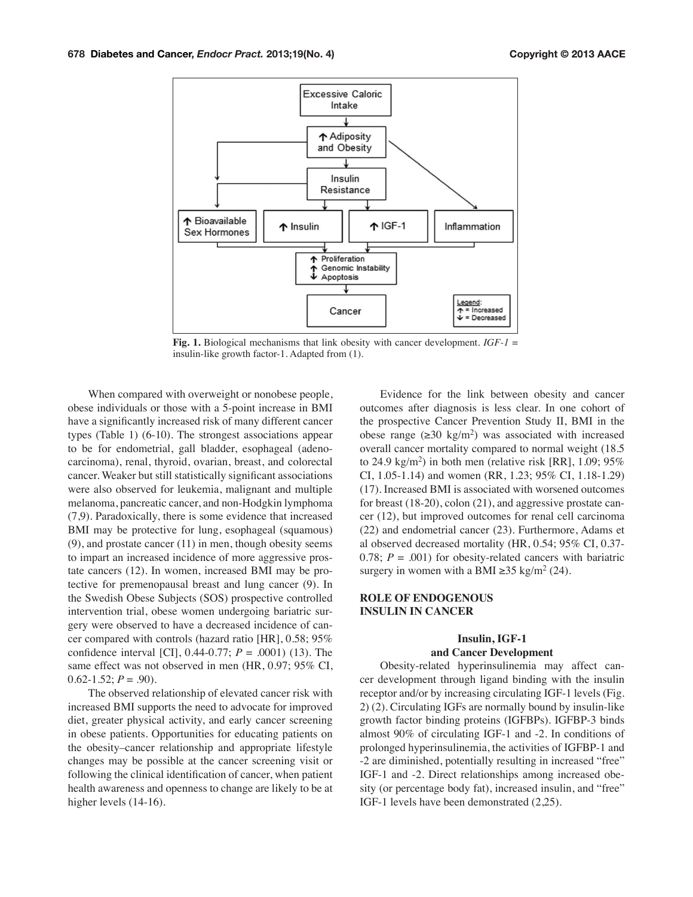Fig. 1. Biological mechanisms that link obesity with cancer development. *IGF-1* = insulin-like growth factor-1. Adapted from (1).

When compared with overweight or nonobese people, obese individuals or those with a 5-point increase in BMI have a significantly increased risk of many different cancer types (Table 1) (6-10). The strongest associations appear to be for endometrial, gall bladder, esophageal (adenocarcinoma), renal, thyroid, ovarian, breast, and colorectal cancer. Weaker but still statistically significant associations were also observed for leukemia, malignant and multiple melanoma, pancreatic cancer, and non-Hodgkin lymphoma (7,9). Paradoxically, there is some evidence that increased BMI may be protective for lung, esophageal (squamous) (9), and prostate cancer (11) in men, though obesity seems to impart an increased incidence of more aggressive prostate cancers (12). In women, increased BMI may be protective for premenopausal breast and lung cancer (9). In the Swedish Obese Subjects (SOS) prospective controlled intervention trial, obese women undergoing bariatric surgery were observed to have a decreased incidence of cancer compared with controls (hazard ratio [HR], 0.58; 95% confidence interval [CI], 0.44-0.77; $P = .0001$) (13). The same effect was not observed in men (HR, 0.97; 95% CI, 0.62-1.52; $P = .90$).

The observed relationship of elevated cancer risk with increased BMI supports the need to advocate for improved diet, greater physical activity, and early cancer screening in obese patients. Opportunities for educating patients on the obesity–cancer relationship and appropriate lifestyle changes may be possible at the cancer screening visit or following the clinical identification of cancer, when patient health awareness and openness to change are likely to be at higher levels (14-16).

Evidence for the link between obesity and cancer outcomes after diagnosis is less clear. In one cohort of the prospective Cancer Prevention Study II, BMI in the obese range (≥30 kg/m$^2$) was associated with increased overall cancer mortality compared to normal weight (18.5 to 24.9 kg/m$^2$) in both men (relative risk [RR], 1.09; 95% CI, 1.05-1.14) and women (RR, 1.23; 95% CI, 1.18-1.29) (17). Increased BMI is associated with worsened outcomes for breast (18-20), colon (21), and aggressive prostate cancer (12), but improved outcomes for renal cell carcinoma (22) and endometrial cancer (23). Furthermore, Adams et al observed decreased mortality (HR, 0.54; 95% CI, 0.37-0.78; $P = .001$) for obesity-related cancers with bariatric surgery in women with a BMI ≥35 kg/m$^2$ (24).

## ROLE OF ENDOGENOUS INSULIN IN CANCER

### Insulin, IGF-1 and Cancer Development

Obesity-related hyperinsulinemia may affect cancer development through ligand binding with the insulin receptor and/or by increasing circulating IGF-1 levels (Fig. 2) (2). Circulating IGFs are normally bound by insulin-like growth factor binding proteins (IGFBPs). IGFBP-3 binds almost 90% of circulating IGF-1 and -2. In conditions of prolonged hyperinsulinemia, the activities of IGFBP-1 and -2 are diminished, potentially resulting in increased "free" IGF-1 and -2. Direct relationships among increased obesity (or percentage body fat), increased insulin, and "free" IGF-1 levels have been demonstrated (2,25).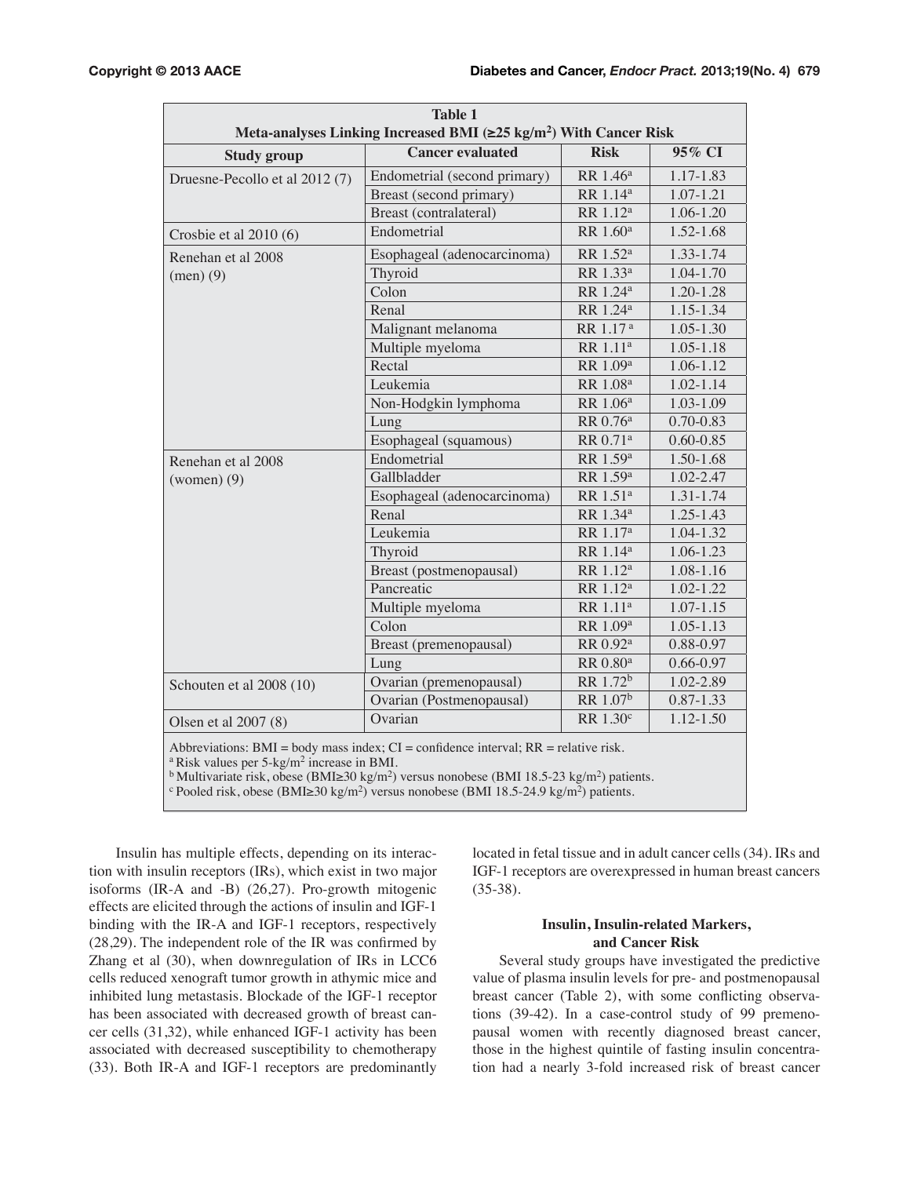**Table 1**
**Meta-analyses Linking Increased BMI (≥25 kg/m$^2$) With Cancer Risk**

| Study group | Cancer evaluated | Risk | 95% CI |
|---|---|---|---|
| Druesne-Pecollo et al 2012 (7) | Endometrial (second primary) | RR 1.46[a] | 1.17-1.83 |
| | Breast (second primary) | RR 1.14[a] | 1.07-1.21 |
| | Breast (contralateral) | RR 1.12[a] | 1.06-1.20 |
| Crosbie et al 2010 (6) | Endometrial | RR 1.60[a] | 1.52-1.68 |
| Renehan et al 2008 (men) (9) | Esophageal (adenocarcinoma) | RR 1.52[a] | 1.33-1.74 |
| | Thyroid | RR 1.33[a] | 1.04-1.70 |
| | Colon | RR 1.24[a] | 1.20-1.28 |
| | Renal | RR 1.24[a] | 1.15-1.34 |
| | Malignant melanoma | RR 1.17[a] | 1.05-1.30 |
| | Multiple myeloma | RR 1.11[a] | 1.05-1.18 |
| | Rectal | RR 1.09[a] | 1.06-1.12 |
| | Leukemia | RR 1.08[a] | 1.02-1.14 |
| | Non-Hodgkin lymphoma | RR 1.06[a] | 1.03-1.09 |
| | Lung | RR 0.76[a] | 0.70-0.83 |
| | Esophageal (squamous) | RR 0.71[a] | 0.60-0.85 |
| Renehan et al 2008 (women) (9) | Endometrial | RR 1.59[a] | 1.50-1.68 |
| | Gallbladder | RR 1.59[a] | 1.02-2.47 |
| | Esophageal (adenocarcinoma) | RR 1.51[a] | 1.31-1.74 |
| | Renal | RR 1.34[a] | 1.25-1.43 |
| | Leukemia | RR 1.17[a] | 1.04-1.32 |
| | Thyroid | RR 1.14[a] | 1.06-1.23 |
| | Breast (postmenopausal) | RR 1.12[a] | 1.08-1.16 |
| | Pancreatic | RR 1.12[a] | 1.02-1.22 |
| | Multiple myeloma | RR 1.11[a] | 1.07-1.15 |
| | Colon | RR 1.09[a] | 1.05-1.13 |
| | Breast (premenopausal) | RR 0.92[a] | 0.88-0.97 |
| | Lung | RR 0.80[a] | 0.66-0.97 |
| Schouten et al 2008 (10) | Ovarian (premenopausal) | RR 1.72[b] | 1.02-2.89 |
| | Ovarian (Postmenopausal) | RR 1.07[b] | 0.87-1.33 |
| Olsen et al 2007 (8) | Ovarian | RR 1.30[c] | 1.12-1.50 |

Abbreviations: BMI = body mass index; CI = confidence interval; RR = relative risk.
[a] Risk values per 5-kg/m$^2$ increase in BMI.
[b] Multivariate risk, obese (BMI≥30 kg/m$^2$) versus nonobese (BMI 18.5-23 kg/m$^2$) patients.
[c] Pooled risk, obese (BMI≥30 kg/m$^2$) versus nonobese (BMI 18.5-24.9 kg/m$^2$) patients.

Insulin has multiple effects, depending on its interaction with insulin receptors (IRs), which exist in two major isoforms (IR-A and -B) (26,27). Pro-growth mitogenic effects are elicited through the actions of insulin and IGF-1 binding with the IR-A and IGF-1 receptors, respectively (28,29). The independent role of the IR was confirmed by Zhang et al (30), when downregulation of IRs in LCC6 cells reduced xenograft tumor growth in athymic mice and inhibited lung metastasis. Blockade of the IGF-1 receptor has been associated with decreased growth of breast cancer cells (31,32), while enhanced IGF-1 activity has been associated with decreased susceptibility to chemotherapy (33). Both IR-A and IGF-1 receptors are predominantly located in fetal tissue and in adult cancer cells (34). IRs and IGF-1 receptors are overexpressed in human breast cancers (35-38).

### Insulin, Insulin-related Markers, and Cancer Risk

Several study groups have investigated the predictive value of plasma insulin levels for pre- and postmenopausal breast cancer (Table 2), with some conflicting observations (39-42). In a case-control study of 99 premenopausal women with recently diagnosed breast cancer, those in the highest quintile of fasting insulin concentration had a nearly 3-fold increased risk of breast cancer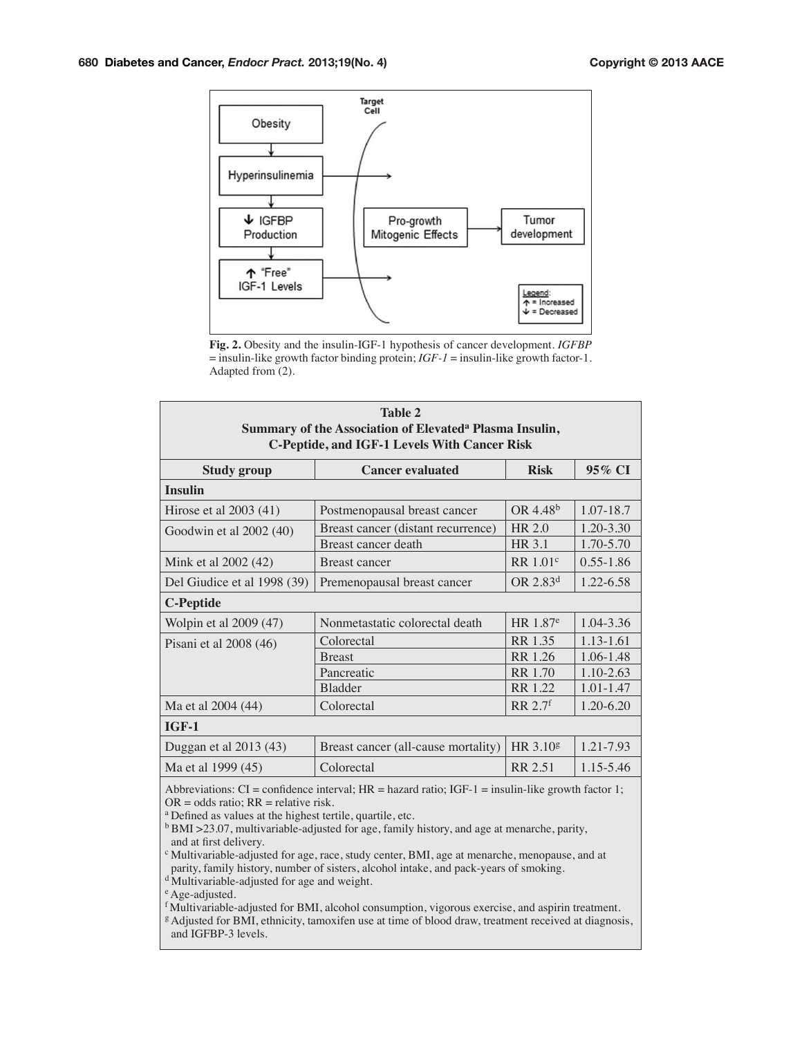**Fig. 2.** Obesity and the insulin-IGF-1 hypothesis of cancer development. *IGFBP* = insulin-like growth factor binding protein; *IGF-1* = insulin-like growth factor-1. Adapted from (2).

**Table 2**
**Summary of the Association of Elevated[a] Plasma Insulin, C-Peptide, and IGF-1 Levels With Cancer Risk**

| Study group | Cancer evaluated | Risk | 95% CI |
|---|---|---|---|
| **Insulin** | | | |
| Hirose et al 2003 (41) | Postmenopausal breast cancer | OR 4.48[b] | 1.07-18.7 |
| Goodwin et al 2002 (40) | Breast cancer (distant recurrence) | HR 2.0 | 1.20-3.30 |
| | Breast cancer death | HR 3.1 | 1.70-5.70 |
| Mink et al 2002 (42) | Breast cancer | RR 1.01[c] | 0.55-1.86 |
| Del Giudice et al 1998 (39) | Premenopausal breast cancer | OR 2.83[d] | 1.22-6.58 |
| **C-Peptide** | | | |
| Wolpin et al 2009 (47) | Nonmetastatic colorectal death | HR 1.87[e] | 1.04-3.36 |
| Pisani et al 2008 (46) | Colorectal | RR 1.35 | 1.13-1.61 |
| | Breast | RR 1.26 | 1.06-1.48 |
| | Pancreatic | RR 1.70 | 1.10-2.63 |
| | Bladder | RR 1.22 | 1.01-1.47 |
| Ma et al 2004 (44) | Colorectal | RR 2.7[f] | 1.20-6.20 |
| **IGF-1** | | | |
| Duggan et al 2013 (43) | Breast cancer (all-cause mortality) | HR 3.10[g] | 1.21-7.93 |
| Ma et al 1999 (45) | Colorectal | RR 2.51 | 1.15-5.46 |

Abbreviations: CI = confidence interval; HR = hazard ratio; IGF-1 = insulin-like growth factor 1; OR = odds ratio; RR = relative risk.

[a] Defined as values at the highest tertile, quartile, etc.

[b] BMI >23.07, multivariable-adjusted for age, family history, and age at menarche, parity, and at first delivery.

[c] Multivariable-adjusted for age, race, study center, BMI, age at menarche, menopause, and at parity, family history, number of sisters, alcohol intake, and pack-years of smoking.

[d] Multivariable-adjusted for age and weight.

[e] Age-adjusted.

[f] Multivariable-adjusted for BMI, alcohol consumption, vigorous exercise, and aspirin treatment.

[g] Adjusted for BMI, ethnicity, tamoxifen use at time of blood draw, treatment received at diagnosis, and IGFBP-3 levels.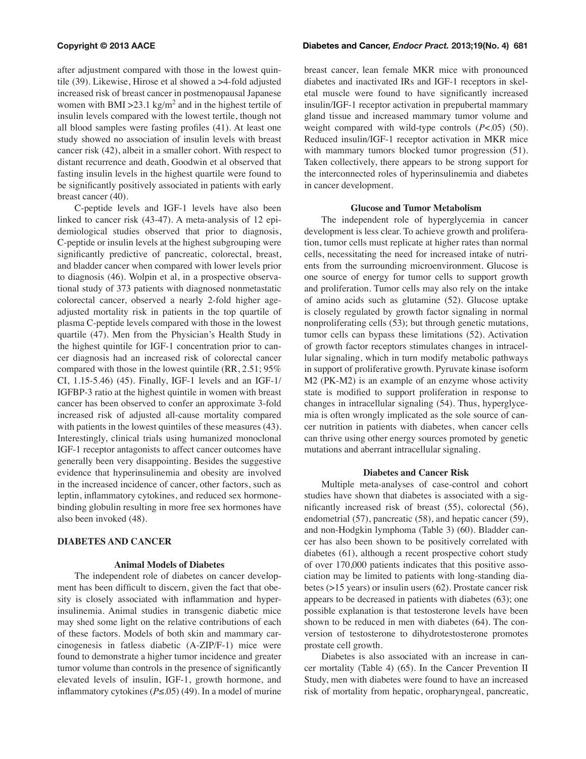after adjustment compared with those in the lowest quintile (39). Likewise, Hirose et al showed a >4-fold adjusted increased risk of breast cancer in postmenopausal Japanese women with BMI >23.1 kg/m$^2$ and in the highest tertile of insulin levels compared with the lowest tertile, though not all blood samples were fasting profiles (41). At least one study showed no association of insulin levels with breast cancer risk (42), albeit in a smaller cohort. With respect to distant recurrence and death, Goodwin et al observed that fasting insulin levels in the highest quartile were found to be significantly positively associated in patients with early breast cancer (40).

C-peptide levels and IGF-1 levels have also been linked to cancer risk (43-47). A meta-analysis of 12 epidemiological studies observed that prior to diagnosis, C-peptide or insulin levels at the highest subgrouping were significantly predictive of pancreatic, colorectal, breast, and bladder cancer when compared with lower levels prior to diagnosis (46). Wolpin et al, in a prospective observational study of 373 patients with diagnosed nonmetastatic colorectal cancer, observed a nearly 2-fold higher age-adjusted mortality risk in patients in the top quartile of plasma C-peptide levels compared with those in the lowest quartile (47). Men from the Physician's Health Study in the highest quintile for IGF-1 concentration prior to cancer diagnosis had an increased risk of colorectal cancer compared with those in the lowest quintile (RR, 2.51; 95% CI, 1.15-5.46) (45). Finally, IGF-1 levels and an IGF-1/IGFBP-3 ratio at the highest quintile in women with breast cancer has been observed to confer an approximate 3-fold increased risk of adjusted all-cause mortality compared with patients in the lowest quintiles of these measures (43). Interestingly, clinical trials using humanized monoclonal IGF-1 receptor antagonists to affect cancer outcomes have generally been very disappointing. Besides the suggestive evidence that hyperinsulinemia and obesity are involved in the increased incidence of cancer, other factors, such as leptin, inflammatory cytokines, and reduced sex hormone-binding globulin resulting in more free sex hormones have also been invoked (48).

## DIABETES AND CANCER

### Animal Models of Diabetes

The independent role of diabetes on cancer development has been difficult to discern, given the fact that obesity is closely associated with inflammation and hyperinsulinemia. Animal studies in transgenic diabetic mice may shed some light on the relative contributions of each of these factors. Models of both skin and mammary carcinogenesis in fatless diabetic (A-ZIP/F-1) mice were found to demonstrate a higher tumor incidence and greater tumor volume than controls in the presence of significantly elevated levels of insulin, IGF-1, growth hormone, and inflammatory cytokines ($P \leq .05$) (49). In a model of murine breast cancer, lean female MKR mice with pronounced diabetes and inactivated IRs and IGF-1 receptors in skeletal muscle were found to have significantly increased insulin/IGF-1 receptor activation in prepubertal mammary gland tissue and increased mammary tumor volume and weight compared with wild-type controls ($P < .05$) (50). Reduced insulin/IGF-1 receptor activation in MKR mice with mammary tumors blocked tumor progression (51). Taken collectively, there appears to be strong support for the interconnected roles of hyperinsulinemia and diabetes in cancer development.

### Glucose and Tumor Metabolism

The independent role of hyperglycemia in cancer development is less clear. To achieve growth and proliferation, tumor cells must replicate at higher rates than normal cells, necessitating the need for increased intake of nutrients from the surrounding microenvironment. Glucose is one source of energy for tumor cells to support growth and proliferation. Tumor cells may also rely on the intake of amino acids such as glutamine (52). Glucose uptake is closely regulated by growth factor signaling in normal nonproliferating cells (53); but through genetic mutations, tumor cells can bypass these limitations (52). Activation of growth factor receptors stimulates changes in intracellular signaling, which in turn modify metabolic pathways in support of proliferative growth. Pyruvate kinase isoform M2 (PK-M2) is an example of an enzyme whose activity state is modified to support proliferation in response to changes in intracellular signaling (54). Thus, hyperglycemia is often wrongly implicated as the sole source of cancer nutrition in patients with diabetes, when cancer cells can thrive using other energy sources promoted by genetic mutations and aberrant intracellular signaling.

### Diabetes and Cancer Risk

Multiple meta-analyses of case-control and cohort studies have shown that diabetes is associated with a significantly increased risk of breast (55), colorectal (56), endometrial (57), pancreatic (58), and hepatic cancer (59), and non-Hodgkin lymphoma (Table 3) (60). Bladder cancer has also been shown to be positively correlated with diabetes (61), although a recent prospective cohort study of over 170,000 patients indicates that this positive association may be limited to patients with long-standing diabetes (>15 years) or insulin users (62). Prostate cancer risk appears to be decreased in patients with diabetes (63); one possible explanation is that testosterone levels have been shown to be reduced in men with diabetes (64). The conversion of testosterone to dihydrotestosterone promotes prostate cell growth.

Diabetes is also associated with an increase in cancer mortality (Table 4) (65). In the Cancer Prevention II Study, men with diabetes were found to have an increased risk of mortality from hepatic, oropharyngeal, pancreatic,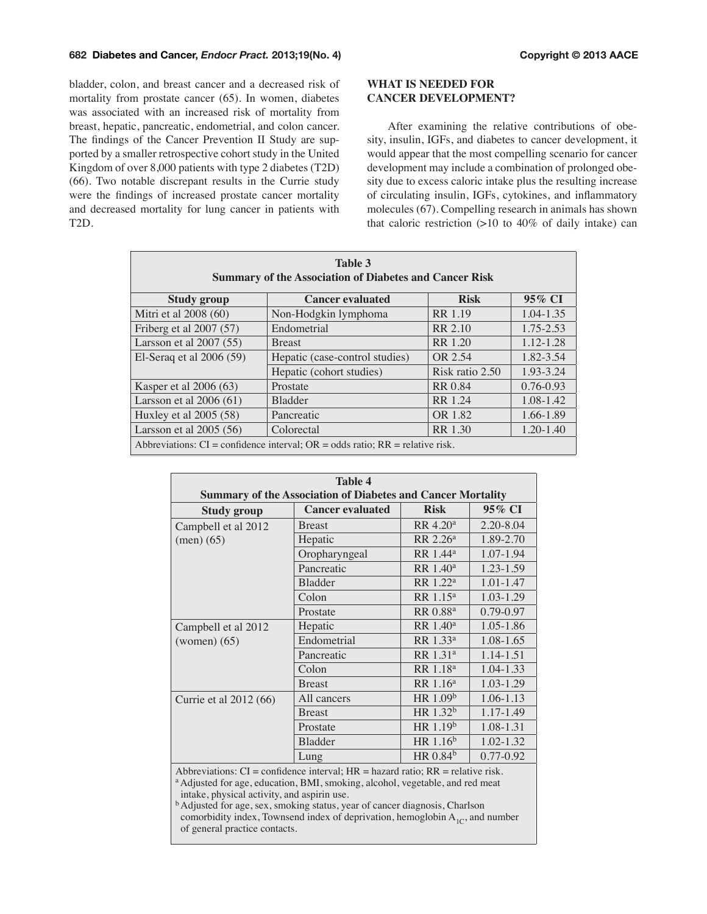bladder, colon, and breast cancer and a decreased risk of mortality from prostate cancer (65). In women, diabetes was associated with an increased risk of mortality from breast, hepatic, pancreatic, endometrial, and colon cancer. The findings of the Cancer Prevention II Study are supported by a smaller retrospective cohort study in the United Kingdom of over 8,000 patients with type 2 diabetes (T2D) (66). Two notable discrepant results in the Currie study were the findings of increased prostate cancer mortality and decreased mortality for lung cancer in patients with T2D.

## WHAT IS NEEDED FOR CANCER DEVELOPMENT?

After examining the relative contributions of obesity, insulin, IGFs, and diabetes to cancer development, it would appear that the most compelling scenario for cancer development may include a combination of prolonged obesity due to excess caloric intake plus the resulting increase of circulating insulin, IGFs, cytokines, and inflammatory molecules (67). Compelling research in animals has shown that caloric restriction (>10 to 40% of daily intake) can

**Table 3**
**Summary of the Association of Diabetes and Cancer Risk**

| Study group | Cancer evaluated | Risk | 95% CI |
|---|---|---|---|
| Mitri et al 2008 (60) | Non-Hodgkin lymphoma | RR 1.19 | 1.04-1.35 |
| Friberg et al 2007 (57) | Endometrial | RR 2.10 | 1.75-2.53 |
| Larsson et al 2007 (55) | Breast | RR 1.20 | 1.12-1.28 |
| El-Seraq et al 2006 (59) | Hepatic (case-control studies) | OR 2.54 | 1.82-3.54 |
| | Hepatic (cohort studies) | Risk ratio 2.50 | 1.93-3.24 |
| Kasper et al 2006 (63) | Prostate | RR 0.84 | 0.76-0.93 |
| Larsson et al 2006 (61) | Bladder | RR 1.24 | 1.08-1.42 |
| Huxley et al 2005 (58) | Pancreatic | OR 1.82 | 1.66-1.89 |
| Larsson et al 2005 (56) | Colorectal | RR 1.30 | 1.20-1.40 |

Abbreviations: CI = confidence interval; OR = odds ratio; RR = relative risk.

**Table 4**
**Summary of the Association of Diabetes and Cancer Mortality**

| Study group | Cancer evaluated | Risk | 95% CI |
|---|---|---|---|
| Campbell et al 2012 (men) (65) | Breast | RR 4.20[a] | 2.20-8.04 |
| | Hepatic | RR 2.26[a] | 1.89-2.70 |
| | Oropharyngeal | RR 1.44[a] | 1.07-1.94 |
| | Pancreatic | RR 1.40[a] | 1.23-1.59 |
| | Bladder | RR 1.22[a] | 1.01-1.47 |
| | Colon | RR 1.15[a] | 1.03-1.29 |
| | Prostate | RR 0.88[a] | 0.79-0.97 |
| Campbell et al 2012 (women) (65) | Hepatic | RR 1.40[a] | 1.05-1.86 |
| | Endometrial | RR 1.33[a] | 1.08-1.65 |
| | Pancreatic | RR 1.31[a] | 1.14-1.51 |
| | Colon | RR 1.18[a] | 1.04-1.33 |
| | Breast | RR 1.16[a] | 1.03-1.29 |
| Currie et al 2012 (66) | All cancers | HR 1.09[b] | 1.06-1.13 |
| | Breast | HR 1.32[b] | 1.17-1.49 |
| | Prostate | HR 1.19[b] | 1.08-1.31 |
| | Bladder | HR 1.16[b] | 1.02-1.32 |
| | Lung | HR 0.84[b] | 0.77-0.92 |

Abbreviations: CI = confidence interval; HR = hazard ratio; RR = relative risk.
[a] Adjusted for age, education, BMI, smoking, alcohol, vegetable, and red meat intake, physical activity, and aspirin use.
[b] Adjusted for age, sex, smoking status, year of cancer diagnosis, Charlson comorbidity index, Townsend index of deprivation, hemoglobin $A_{1C}$, and number of general practice contacts.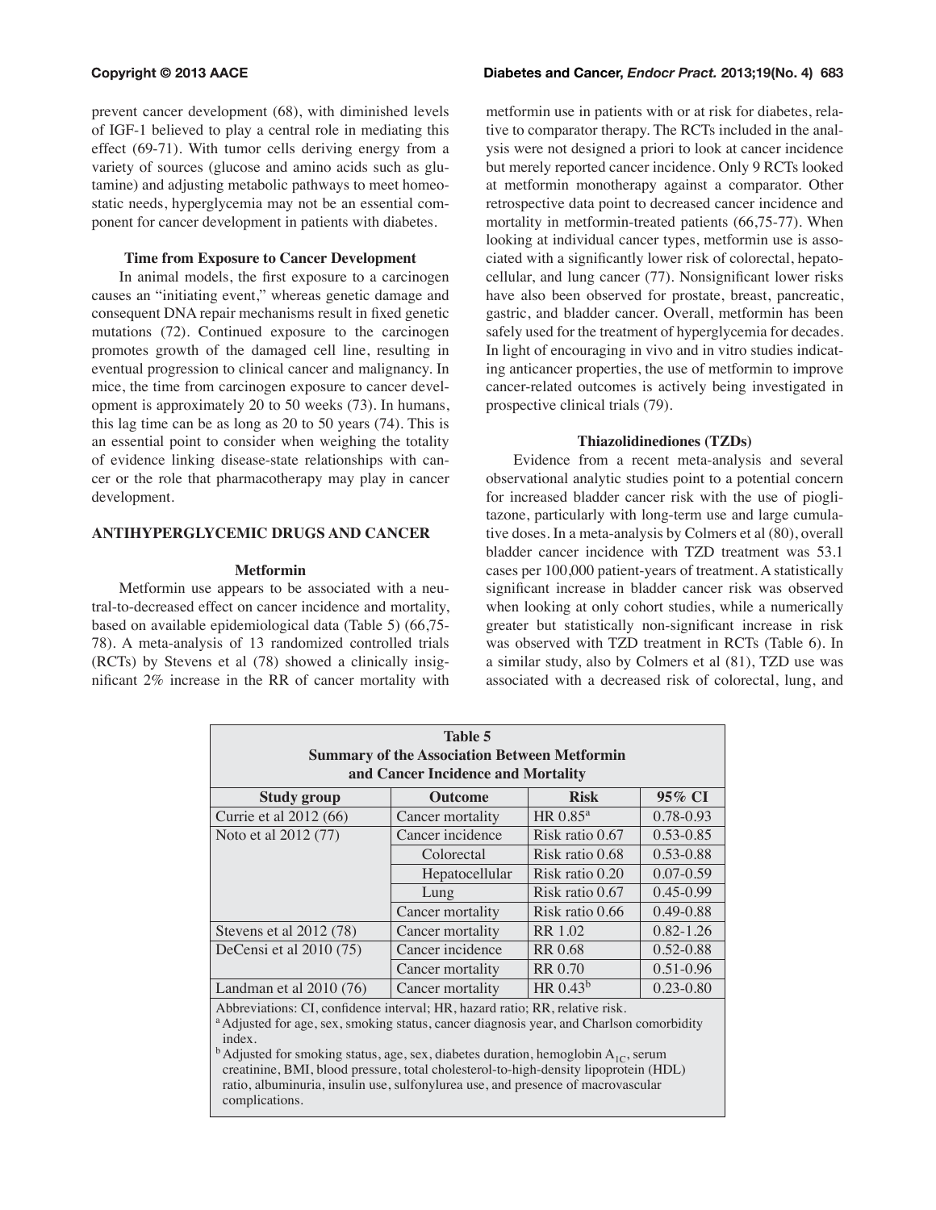prevent cancer development (68), with diminished levels of IGF-1 believed to play a central role in mediating this effect (69-71). With tumor cells deriving energy from a variety of sources (glucose and amino acids such as glutamine) and adjusting metabolic pathways to meet homeostatic needs, hyperglycemia may not be an essential component for cancer development in patients with diabetes.

### Time from Exposure to Cancer Development

In animal models, the first exposure to a carcinogen causes an "initiating event," whereas genetic damage and consequent DNA repair mechanisms result in fixed genetic mutations (72). Continued exposure to the carcinogen promotes growth of the damaged cell line, resulting in eventual progression to clinical cancer and malignancy. In mice, the time from carcinogen exposure to cancer development is approximately 20 to 50 weeks (73). In humans, this lag time can be as long as 20 to 50 years (74). This is an essential point to consider when weighing the totality of evidence linking disease-state relationships with cancer or the role that pharmacotherapy may play in cancer development.

## ANTIHYPERGLYCEMIC DRUGS AND CANCER

### Metformin

Metformin use appears to be associated with a neutral-to-decreased effect on cancer incidence and mortality, based on available epidemiological data (Table 5) (66,75-78). A meta-analysis of 13 randomized controlled trials (RCTs) by Stevens et al (78) showed a clinically insignificant 2% increase in the RR of cancer mortality with metformin use in patients with or at risk for diabetes, relative to comparator therapy. The RCTs included in the analysis were not designed a priori to look at cancer incidence but merely reported cancer incidence. Only 9 RCTs looked at metformin monotherapy against a comparator. Other retrospective data point to decreased cancer incidence and mortality in metformin-treated patients (66,75-77). When looking at individual cancer types, metformin use is associated with a significantly lower risk of colorectal, hepatocellular, and lung cancer (77). Nonsignificant lower risks have also been observed for prostate, breast, pancreatic, gastric, and bladder cancer. Overall, metformin has been safely used for the treatment of hyperglycemia for decades. In light of encouraging in vivo and in vitro studies indicating anticancer properties, the use of metformin to improve cancer-related outcomes is actively being investigated in prospective clinical trials (79).

### Thiazolidinediones (TZDs)

Evidence from a recent meta-analysis and several observational analytic studies point to a potential concern for increased bladder cancer risk with the use of pioglitazone, particularly with long-term use and large cumulative doses. In a meta-analysis by Colmers et al (80), overall bladder cancer incidence with TZD treatment was 53.1 cases per 100,000 patient-years of treatment. A statistically significant increase in bladder cancer risk was observed when looking at only cohort studies, while a numerically greater but statistically non-significant increase in risk was observed with TZD treatment in RCTs (Table 6). In a similar study, also by Colmers et al (81), TZD use was associated with a decreased risk of colorectal, lung, and

**Table 5**
**Summary of the Association Between Metformin and Cancer Incidence and Mortality**

| Study group | Outcome | Risk | 95% CI |
|---|---|---|---|
| Currie et al 2012 (66) | Cancer mortality | HR 0.85[a] | 0.78-0.93 |
| Noto et al 2012 (77) | Cancer incidence | Risk ratio 0.67 | 0.53-0.85 |
| | Colorectal | Risk ratio 0.68 | 0.53-0.88 |
| | Hepatocellular | Risk ratio 0.20 | 0.07-0.59 |
| | Lung | Risk ratio 0.67 | 0.45-0.99 |
| | Cancer mortality | Risk ratio 0.66 | 0.49-0.88 |
| Stevens et al 2012 (78) | Cancer mortality | RR 1.02 | 0.82-1.26 |
| DeCensi et al 2010 (75) | Cancer incidence | RR 0.68 | 0.52-0.88 |
| | Cancer mortality | RR 0.70 | 0.51-0.96 |
| Landman et al 2010 (76) | Cancer mortality | HR 0.43[b] | 0.23-0.80 |

Abbreviations: CI, confidence interval; HR, hazard ratio; RR, relative risk.
[a] Adjusted for age, sex, smoking status, cancer diagnosis year, and Charlson comorbidity index.
[b] Adjusted for smoking status, age, sex, diabetes duration, hemoglobin $A_{1C}$, serum creatinine, BMI, blood pressure, total cholesterol-to-high-density lipoprotein (HDL) ratio, albuminuria, insulin use, sulfonylurea use, and presence of macrovascular complications.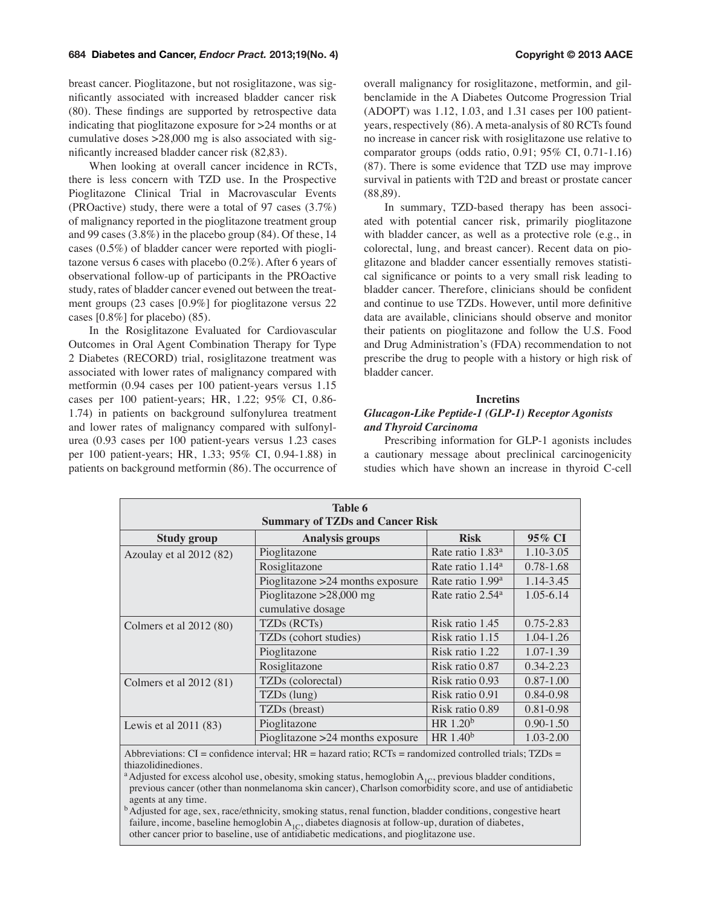breast cancer. Pioglitazone, but not rosiglitazone, was significantly associated with increased bladder cancer risk (80). These findings are supported by retrospective data indicating that pioglitazone exposure for >24 months or at cumulative doses >28,000 mg is also associated with significantly increased bladder cancer risk (82,83).

When looking at overall cancer incidence in RCTs, there is less concern with TZD use. In the Prospective Pioglitazone Clinical Trial in Macrovascular Events (PROactive) study, there were a total of 97 cases (3.7%) of malignancy reported in the pioglitazone treatment group and 99 cases (3.8%) in the placebo group (84). Of these, 14 cases (0.5%) of bladder cancer were reported with pioglitazone versus 6 cases with placebo (0.2%). After 6 years of observational follow-up of participants in the PROactive study, rates of bladder cancer evened out between the treatment groups (23 cases [0.9%] for pioglitazone versus 22 cases [0.8%] for placebo) (85).

In the Rosiglitazone Evaluated for Cardiovascular Outcomes in Oral Agent Combination Therapy for Type 2 Diabetes (RECORD) trial, rosiglitazone treatment was associated with lower rates of malignancy compared with metformin (0.94 cases per 100 patient-years versus 1.15 cases per 100 patient-years; HR, 1.22; 95% CI, 0.86-1.74) in patients on background sulfonylurea treatment and lower rates of malignancy compared with sulfonylurea (0.93 cases per 100 patient-years versus 1.23 cases per 100 patient-years; HR, 1.33; 95% CI, 0.94-1.88) in patients on background metformin (86). The occurrence of overall malignancy for rosiglitazone, metformin, and gilbenclamide in the A Diabetes Outcome Progression Trial (ADOPT) was 1.12, 1.03, and 1.31 cases per 100 patient-years, respectively (86). A meta-analysis of 80 RCTs found no increase in cancer risk with rosiglitazone use relative to comparator groups (odds ratio, 0.91; 95% CI, 0.71-1.16) (87). There is some evidence that TZD use may improve survival in patients with T2D and breast or prostate cancer (88,89).

In summary, TZD-based therapy has been associated with potential cancer risk, primarily pioglitazone with bladder cancer, as well as a protective role (e.g., in colorectal, lung, and breast cancer). Recent data on pioglitazone and bladder cancer essentially removes statistical significance or points to a very small risk leading to bladder cancer. Therefore, clinicians should be confident and continue to use TZDs. However, until more definitive data are available, clinicians should observe and monitor their patients on pioglitazone and follow the U.S. Food and Drug Administration's (FDA) recommendation to not prescribe the drug to people with a history or high risk of bladder cancer.

## Incretins

### *Glucagon-Like Peptide-1 (GLP-1) Receptor Agonists and Thyroid Carcinoma*

Prescribing information for GLP-1 agonists includes a cautionary message about preclinical carcinogenicity studies which have shown an increase in thyroid C-cell

**Table 6**
**Summary of TZDs and Cancer Risk**

| Study group | Analysis groups | Risk | 95% CI |
|---|---|---|---|
| Azoulay et al 2012 (82) | Pioglitazone | Rate ratio 1.83[a] | 1.10-3.05 |
| | Rosiglitazone | Rate ratio 1.14[a] | 0.78-1.68 |
| | Pioglitazone >24 months exposure | Rate ratio 1.99[a] | 1.14-3.45 |
| | Pioglitazone >28,000 mg cumulative dosage | Rate ratio 2.54[a] | 1.05-6.14 |
| Colmers et al 2012 (80) | TZDs (RCTs) | Risk ratio 1.45 | 0.75-2.83 |
| | TZDs (cohort studies) | Risk ratio 1.15 | 1.04-1.26 |
| | Pioglitazone | Risk ratio 1.22 | 1.07-1.39 |
| | Rosiglitazone | Risk ratio 0.87 | 0.34-2.23 |
| Colmers et al 2012 (81) | TZDs (colorectal) | Risk ratio 0.93 | 0.87-1.00 |
| | TZDs (lung) | Risk ratio 0.91 | 0.84-0.98 |
| | TZDs (breast) | Risk ratio 0.89 | 0.81-0.98 |
| Lewis et al 2011 (83) | Pioglitazone | HR 1.20[b] | 0.90-1.50 |
| | Pioglitazone >24 months exposure | HR 1.40[b] | 1.03-2.00 |

Abbreviations: CI = confidence interval; HR = hazard ratio; RCTs = randomized controlled trials; TZDs = thiazolidinediones.

[a] Adjusted for excess alcohol use, obesity, smoking status, hemoglobin $A_{1C}$, previous bladder conditions, previous cancer (other than nonmelanoma skin cancer), Charlson comorbidity score, and use of antidiabetic agents at any time.

[b] Adjusted for age, sex, race/ethnicity, smoking status, renal function, bladder conditions, congestive heart failure, income, baseline hemoglobin $A_{1C}$, diabetes diagnosis at follow-up, duration of diabetes, other cancer prior to baseline, use of antidiabetic medications, and pioglitazone use.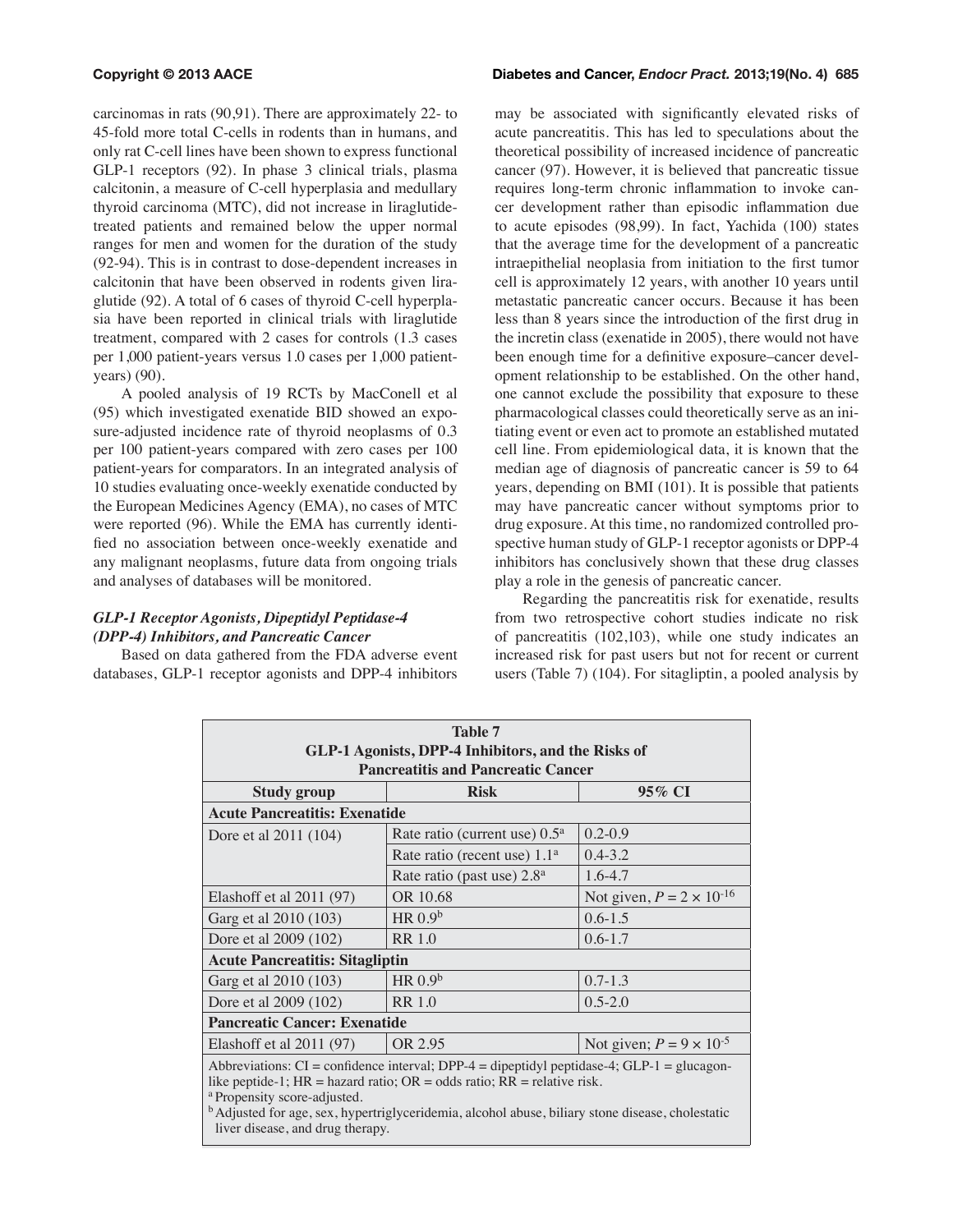carcinomas in rats (90,91). There are approximately 22- to 45-fold more total C-cells in rodents than in humans, and only rat C-cell lines have been shown to express functional GLP-1 receptors (92). In phase 3 clinical trials, plasma calcitonin, a measure of C-cell hyperplasia and medullary thyroid carcinoma (MTC), did not increase in liraglutide-treated patients and remained below the upper normal ranges for men and women for the duration of the study (92-94). This is in contrast to dose-dependent increases in calcitonin that have been observed in rodents given liraglutide (92). A total of 6 cases of thyroid C-cell hyperplasia have been reported in clinical trials with liraglutide treatment, compared with 2 cases for controls (1.3 cases per 1,000 patient-years versus 1.0 cases per 1,000 patient-years) (90).

A pooled analysis of 19 RCTs by MacConell et al (95) which investigated exenatide BID showed an exposure-adjusted incidence rate of thyroid neoplasms of 0.3 per 100 patient-years compared with zero cases per 100 patient-years for comparators. In an integrated analysis of 10 studies evaluating once-weekly exenatide conducted by the European Medicines Agency (EMA), no cases of MTC were reported (96). While the EMA has currently identified no association between once-weekly exenatide and any malignant neoplasms, future data from ongoing trials and analyses of databases will be monitored.

### *GLP-1 Receptor Agonists, Dipeptidyl Peptidase-4 (DPP-4) Inhibitors, and Pancreatic Cancer*

Based on data gathered from the FDA adverse event databases, GLP-1 receptor agonists and DPP-4 inhibitors may be associated with significantly elevated risks of acute pancreatitis. This has led to speculations about the theoretical possibility of increased incidence of pancreatic cancer (97). However, it is believed that pancreatic tissue requires long-term chronic inflammation to invoke cancer development rather than episodic inflammation due to acute episodes (98,99). In fact, Yachida (100) states that the average time for the development of a pancreatic intraepithelial neoplasia from initiation to the first tumor cell is approximately 12 years, with another 10 years until metastatic pancreatic cancer occurs. Because it has been less than 8 years since the introduction of the first drug in the incretin class (exenatide in 2005), there would not have been enough time for a definitive exposure–cancer development relationship to be established. On the other hand, one cannot exclude the possibility that exposure to these pharmacological classes could theoretically serve as an initiating event or even act to promote an established mutated cell line. From epidemiological data, it is known that the median age of diagnosis of pancreatic cancer is 59 to 64 years, depending on BMI (101). It is possible that patients may have pancreatic cancer without symptoms prior to drug exposure. At this time, no randomized controlled prospective human study of GLP-1 receptor agonists or DPP-4 inhibitors has conclusively shown that these drug classes play a role in the genesis of pancreatic cancer.

Regarding the pancreatitis risk for exenatide, results from two retrospective cohort studies indicate no risk of pancreatitis (102,103), while one study indicates an increased risk for past users but not for recent or current users (Table 7) (104). For sitagliptin, a pooled analysis by

**Table 7**
**GLP-1 Agonists, DPP-4 Inhibitors, and the Risks of Pancreatitis and Pancreatic Cancer**

| Study group | Risk | 95% CI |
|---|---|---|
| **Acute Pancreatitis: Exenatide** | | |
| Dore et al 2011 (104) | Rate ratio (current use) 0.5[a] | 0.2-0.9 |
| | Rate ratio (recent use) 1.1[a] | 0.4-3.2 |
| | Rate ratio (past use) 2.8[a] | 1.6-4.7 |
| Elashoff et al 2011 (97) | OR 10.68 | Not given, $P = 2 \times 10^{-16}$ |
| Garg et al 2010 (103) | HR 0.9[b] | 0.6-1.5 |
| Dore et al 2009 (102) | RR 1.0 | 0.6-1.7 |
| **Acute Pancreatitis: Sitagliptin** | | |
| Garg et al 2010 (103) | HR 0.9[b] | 0.7-1.3 |
| Dore et al 2009 (102) | RR 1.0 | 0.5-2.0 |
| **Pancreatic Cancer: Exenatide** | | |
| Elashoff et al 2011 (97) | OR 2.95 | Not given; $P = 9 \times 10^{-5}$ |

Abbreviations: CI = confidence interval; DPP-4 = dipeptidyl peptidase-4; GLP-1 = glucagon-like peptide-1; HR = hazard ratio; OR = odds ratio; RR = relative risk.
[a] Propensity score-adjusted.
[b] Adjusted for age, sex, hypertriglyceridemia, alcohol abuse, biliary stone disease, cholestatic liver disease, and drug therapy.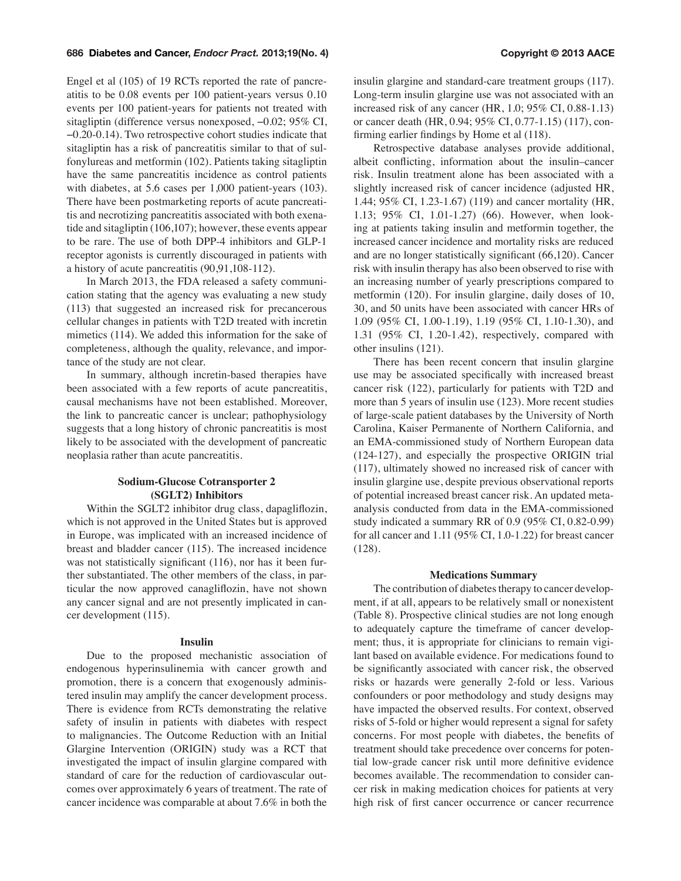Engel et al (105) of 19 RCTs reported the rate of pancreatitis to be 0.08 events per 100 patient-years versus 0.10 events per 100 patient-years for patients not treated with sitagliptin (difference versus nonexposed, −0.02; 95% CI, −0.20-0.14). Two retrospective cohort studies indicate that sitagliptin has a risk of pancreatitis similar to that of sulfonylureas and metformin (102). Patients taking sitagliptin have the same pancreatitis incidence as control patients with diabetes, at 5.6 cases per 1,000 patient-years (103). There have been postmarketing reports of acute pancreatitis and necrotizing pancreatitis associated with both exenatide and sitagliptin (106,107); however, these events appear to be rare. The use of both DPP-4 inhibitors and GLP-1 receptor agonists is currently discouraged in patients with a history of acute pancreatitis (90,91,108-112).

In March 2013, the FDA released a safety communication stating that the agency was evaluating a new study (113) that suggested an increased risk for precancerous cellular changes in patients with T2D treated with incretin mimetics (114). We added this information for the sake of completeness, although the quality, relevance, and importance of the study are not clear.

In summary, although incretin-based therapies have been associated with a few reports of acute pancreatitis, causal mechanisms have not been established. Moreover, the link to pancreatic cancer is unclear; pathophysiology suggests that a long history of chronic pancreatitis is most likely to be associated with the development of pancreatic neoplasia rather than acute pancreatitis.

### Sodium-Glucose Cotransporter 2 (SGLT2) Inhibitors

Within the SGLT2 inhibitor drug class, dapagliflozin, which is not approved in the United States but is approved in Europe, was implicated with an increased incidence of breast and bladder cancer (115). The increased incidence was not statistically significant (116), nor has it been further substantiated. The other members of the class, in particular the now approved canagliflozin, have not shown any cancer signal and are not presently implicated in cancer development (115).

### Insulin

Due to the proposed mechanistic association of endogenous hyperinsulinemia with cancer growth and promotion, there is a concern that exogenously administered insulin may amplify the cancer development process. There is evidence from RCTs demonstrating the relative safety of insulin in patients with diabetes with respect to malignancies. The Outcome Reduction with an Initial Glargine Intervention (ORIGIN) study was a RCT that investigated the impact of insulin glargine compared with standard of care for the reduction of cardiovascular outcomes over approximately 6 years of treatment. The rate of cancer incidence was comparable at about 7.6% in both the insulin glargine and standard-care treatment groups (117). Long-term insulin glargine use was not associated with an increased risk of any cancer (HR, 1.0; 95% CI, 0.88-1.13) or cancer death (HR, 0.94; 95% CI, 0.77-1.15) (117), confirming earlier findings by Home et al (118).

Retrospective database analyses provide additional, albeit conflicting, information about the insulin–cancer risk. Insulin treatment alone has been associated with a slightly increased risk of cancer incidence (adjusted HR, 1.44; 95% CI, 1.23-1.67) (119) and cancer mortality (HR, 1.13; 95% CI, 1.01-1.27) (66). However, when looking at patients taking insulin and metformin together, the increased cancer incidence and mortality risks are reduced and are no longer statistically significant (66,120). Cancer risk with insulin therapy has also been observed to rise with an increasing number of yearly prescriptions compared to metformin (120). For insulin glargine, daily doses of 10, 30, and 50 units have been associated with cancer HRs of 1.09 (95% CI, 1.00-1.19), 1.19 (95% CI, 1.10-1.30), and 1.31 (95% CI, 1.20-1.42), respectively, compared with other insulins (121).

There has been recent concern that insulin glargine use may be associated specifically with increased breast cancer risk (122), particularly for patients with T2D and more than 5 years of insulin use (123). More recent studies of large-scale patient databases by the University of North Carolina, Kaiser Permanente of Northern California, and an EMA-commissioned study of Northern European data (124-127), and especially the prospective ORIGIN trial (117), ultimately showed no increased risk of cancer with insulin glargine use, despite previous observational reports of potential increased breast cancer risk. An updated meta-analysis conducted from data in the EMA-commissioned study indicated a summary RR of 0.9 (95% CI, 0.82-0.99) for all cancer and 1.11 (95% CI, 1.0-1.22) for breast cancer (128).

### Medications Summary

The contribution of diabetes therapy to cancer development, if at all, appears to be relatively small or nonexistent (Table 8). Prospective clinical studies are not long enough to adequately capture the timeframe of cancer development; thus, it is appropriate for clinicians to remain vigilant based on available evidence. For medications found to be significantly associated with cancer risk, the observed risks or hazards were generally 2-fold or less. Various confounders or poor methodology and study designs may have impacted the observed results. For context, observed risks of 5-fold or higher would represent a signal for safety concerns. For most people with diabetes, the benefits of treatment should take precedence over concerns for potential low-grade cancer risk until more definitive evidence becomes available. The recommendation to consider cancer risk in making medication choices for patients at very high risk of first cancer occurrence or cancer recurrence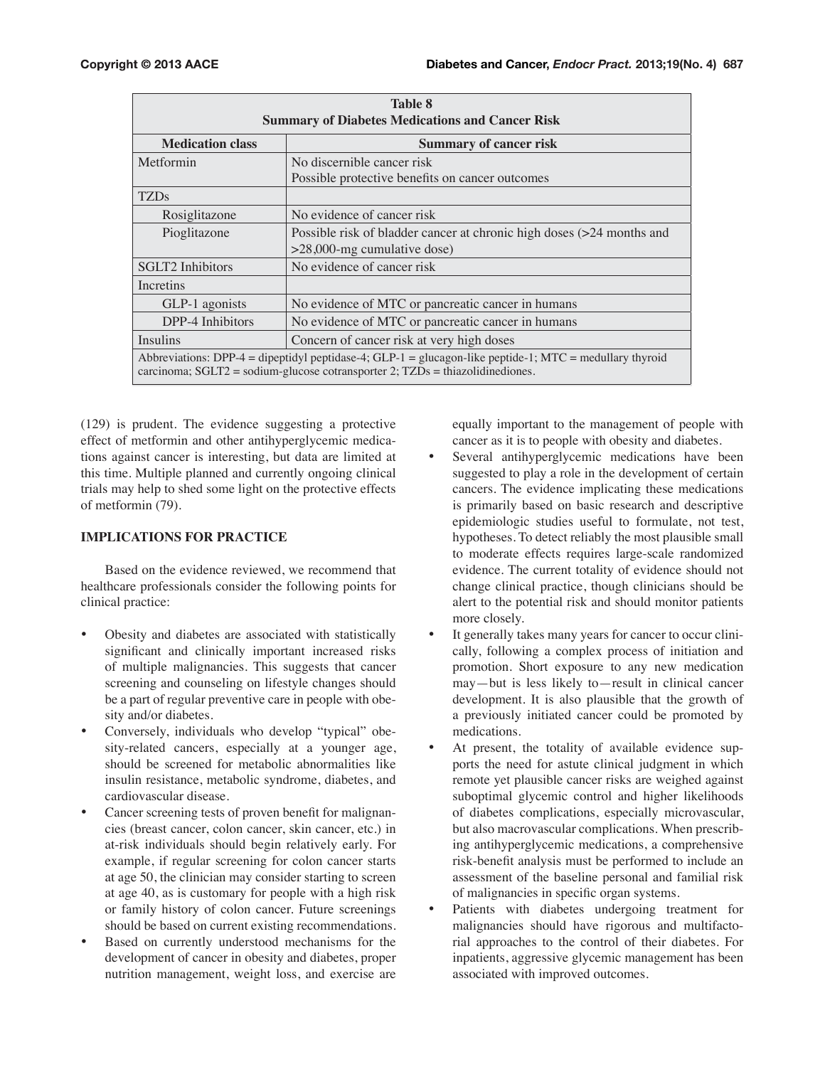| Table 8<br>Summary of Diabetes Medications and Cancer Risk | |
|---|---|
| **Medication class** | **Summary of cancer risk** |
| Metformin | No discernible cancer risk<br>Possible protective benefits on cancer outcomes |
| TZDs | |
| Rosiglitazone | No evidence of cancer risk |
| Pioglitazone | Possible risk of bladder cancer at chronic high doses (>24 months and >28,000-mg cumulative dose) |
| SGLT2 Inhibitors | No evidence of cancer risk |
| Incretins | |
| GLP-1 agonists | No evidence of MTC or pancreatic cancer in humans |
| DPP-4 Inhibitors | No evidence of MTC or pancreatic cancer in humans |
| Insulins | Concern of cancer risk at very high doses |

Abbreviations: DPP-4 = dipeptidyl peptidase-4; GLP-1 = glucagon-like peptide-1; MTC = medullary thyroid carcinoma; SGLT2 = sodium-glucose cotransporter 2; TZDs = thiazolidinediones.

(129) is prudent. The evidence suggesting a protective effect of metformin and other antihyperglycemic medications against cancer is interesting, but data are limited at this time. Multiple planned and currently ongoing clinical trials may help to shed some light on the protective effects of metformin (79).

## IMPLICATIONS FOR PRACTICE

Based on the evidence reviewed, we recommend that healthcare professionals consider the following points for clinical practice:

- Obesity and diabetes are associated with statistically significant and clinically important increased risks of multiple malignancies. This suggests that cancer screening and counseling on lifestyle changes should be a part of regular preventive care in people with obesity and/or diabetes.
- Conversely, individuals who develop "typical" obesity-related cancers, especially at a younger age, should be screened for metabolic abnormalities like insulin resistance, metabolic syndrome, diabetes, and cardiovascular disease.
- Cancer screening tests of proven benefit for malignancies (breast cancer, colon cancer, skin cancer, etc.) in at-risk individuals should begin relatively early. For example, if regular screening for colon cancer starts at age 50, the clinician may consider starting to screen at age 40, as is customary for people with a high risk or family history of colon cancer. Future screenings should be based on current existing recommendations.
- Based on currently understood mechanisms for the development of cancer in obesity and diabetes, proper nutrition management, weight loss, and exercise are equally important to the management of people with cancer as it is to people with obesity and diabetes.
- Several antihyperglycemic medications have been suggested to play a role in the development of certain cancers. The evidence implicating these medications is primarily based on basic research and descriptive epidemiologic studies useful to formulate, not test, hypotheses. To detect reliably the most plausible small to moderate effects requires large-scale randomized evidence. The current totality of evidence should not change clinical practice, though clinicians should be alert to the potential risk and should monitor patients more closely.
- It generally takes many years for cancer to occur clinically, following a complex process of initiation and promotion. Short exposure to any new medication may—but is less likely to—result in clinical cancer development. It is also plausible that the growth of a previously initiated cancer could be promoted by medications.
- At present, the totality of available evidence supports the need for astute clinical judgment in which remote yet plausible cancer risks are weighed against suboptimal glycemic control and higher likelihoods of diabetes complications, especially microvascular, but also macrovascular complications. When prescribing antihyperglycemic medications, a comprehensive risk-benefit analysis must be performed to include an assessment of the baseline personal and familial risk of malignancies in specific organ systems.
- Patients with diabetes undergoing treatment for malignancies should have rigorous and multifactorial approaches to the control of their diabetes. For inpatients, aggressive glycemic management has been associated with improved outcomes.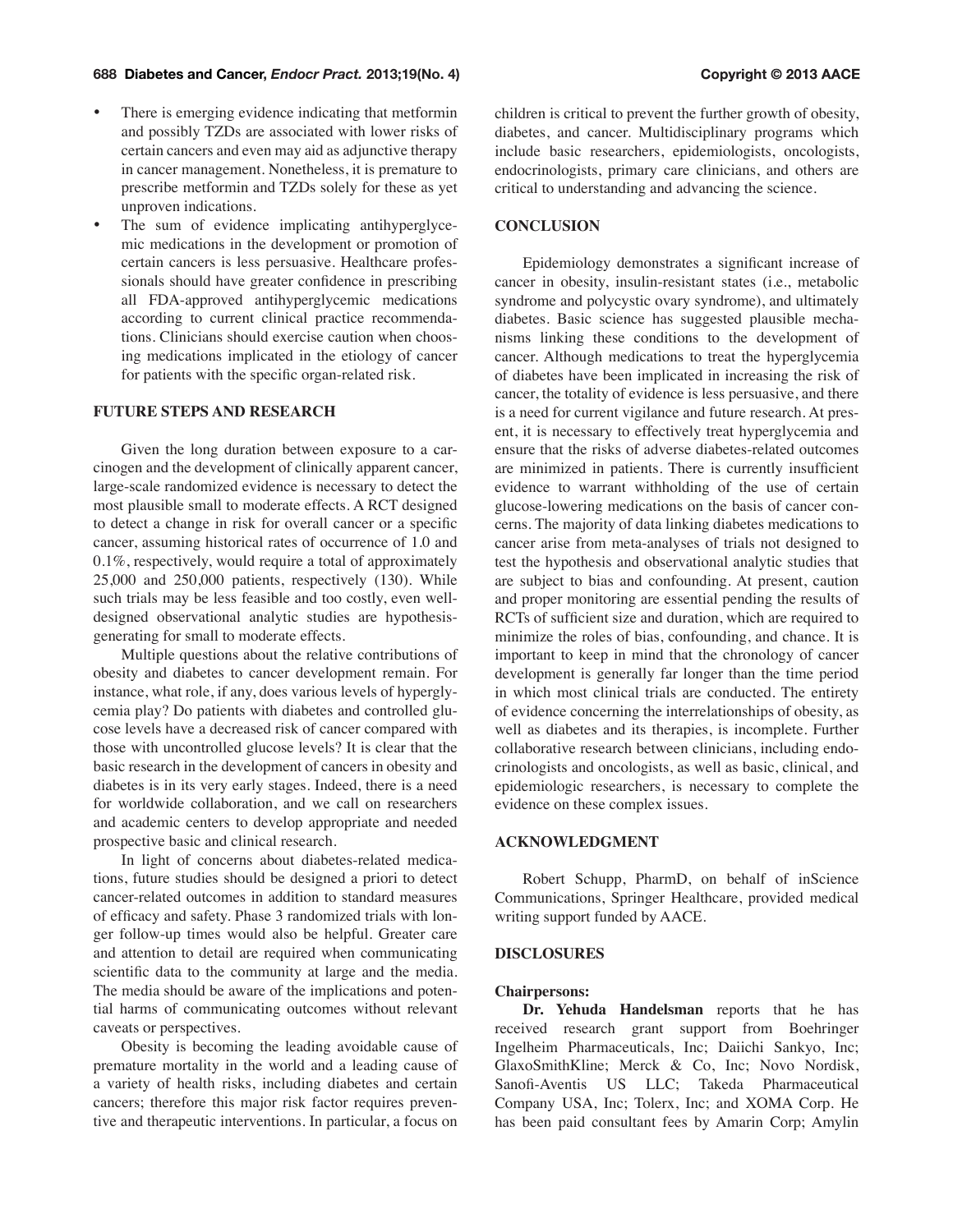- There is emerging evidence indicating that metformin and possibly TZDs are associated with lower risks of certain cancers and even may aid as adjunctive therapy in cancer management. Nonetheless, it is premature to prescribe metformin and TZDs solely for these as yet unproven indications.
- The sum of evidence implicating antihyperglycemic medications in the development or promotion of certain cancers is less persuasive. Healthcare professionals should have greater confidence in prescribing all FDA-approved antihyperglycemic medications according to current clinical practice recommendations. Clinicians should exercise caution when choosing medications implicated in the etiology of cancer for patients with the specific organ-related risk.

## FUTURE STEPS AND RESEARCH

Given the long duration between exposure to a carcinogen and the development of clinically apparent cancer, large-scale randomized evidence is necessary to detect the most plausible small to moderate effects. A RCT designed to detect a change in risk for overall cancer or a specific cancer, assuming historical rates of occurrence of 1.0 and 0.1%, respectively, would require a total of approximately 25,000 and 250,000 patients, respectively (130). While such trials may be less feasible and too costly, even well-designed observational analytic studies are hypothesis-generating for small to moderate effects.

Multiple questions about the relative contributions of obesity and diabetes to cancer development remain. For instance, what role, if any, does various levels of hyperglycemia play? Do patients with diabetes and controlled glucose levels have a decreased risk of cancer compared with those with uncontrolled glucose levels? It is clear that the basic research in the development of cancers in obesity and diabetes is in its very early stages. Indeed, there is a need for worldwide collaboration, and we call on researchers and academic centers to develop appropriate and needed prospective basic and clinical research.

In light of concerns about diabetes-related medications, future studies should be designed a priori to detect cancer-related outcomes in addition to standard measures of efficacy and safety. Phase 3 randomized trials with longer follow-up times would also be helpful. Greater care and attention to detail are required when communicating scientific data to the community at large and the media. The media should be aware of the implications and potential harms of communicating outcomes without relevant caveats or perspectives.

Obesity is becoming the leading avoidable cause of premature mortality in the world and a leading cause of a variety of health risks, including diabetes and certain cancers; therefore this major risk factor requires preventive and therapeutic interventions. In particular, a focus on children is critical to prevent the further growth of obesity, diabetes, and cancer. Multidisciplinary programs which include basic researchers, epidemiologists, oncologists, endocrinologists, primary care clinicians, and others are critical to understanding and advancing the science.

## CONCLUSION

Epidemiology demonstrates a significant increase of cancer in obesity, insulin-resistant states (i.e., metabolic syndrome and polycystic ovary syndrome), and ultimately diabetes. Basic science has suggested plausible mechanisms linking these conditions to the development of cancer. Although medications to treat the hyperglycemia of diabetes have been implicated in increasing the risk of cancer, the totality of evidence is less persuasive, and there is a need for current vigilance and future research. At present, it is necessary to effectively treat hyperglycemia and ensure that the risks of adverse diabetes-related outcomes are minimized in patients. There is currently insufficient evidence to warrant withholding of the use of certain glucose-lowering medications on the basis of cancer concerns. The majority of data linking diabetes medications to cancer arise from meta-analyses of trials not designed to test the hypothesis and observational analytic studies that are subject to bias and confounding. At present, caution and proper monitoring are essential pending the results of RCTs of sufficient size and duration, which are required to minimize the roles of bias, confounding, and chance. It is important to keep in mind that the chronology of cancer development is generally far longer than the time period in which most clinical trials are conducted. The entirety of evidence concerning the interrelationships of obesity, as well as diabetes and its therapies, is incomplete. Further collaborative research between clinicians, including endocrinologists and oncologists, as well as basic, clinical, and epidemiologic researchers, is necessary to complete the evidence on these complex issues.

## ACKNOWLEDGMENT

Robert Schupp, PharmD, on behalf of inScience Communications, Springer Healthcare, provided medical writing support funded by AACE.

## DISCLOSURES

### Chairpersons:

**Dr. Yehuda Handelsman** reports that he has received research grant support from Boehringer Ingelheim Pharmaceuticals, Inc; Daiichi Sankyo, Inc; GlaxoSmithKline; Merck & Co, Inc; Novo Nordisk, Sanofi-Aventis US LLC; Takeda Pharmaceutical Company USA, Inc; Tolerx, Inc; and XOMA Corp. He has been paid consultant fees by Amarin Corp; Amylin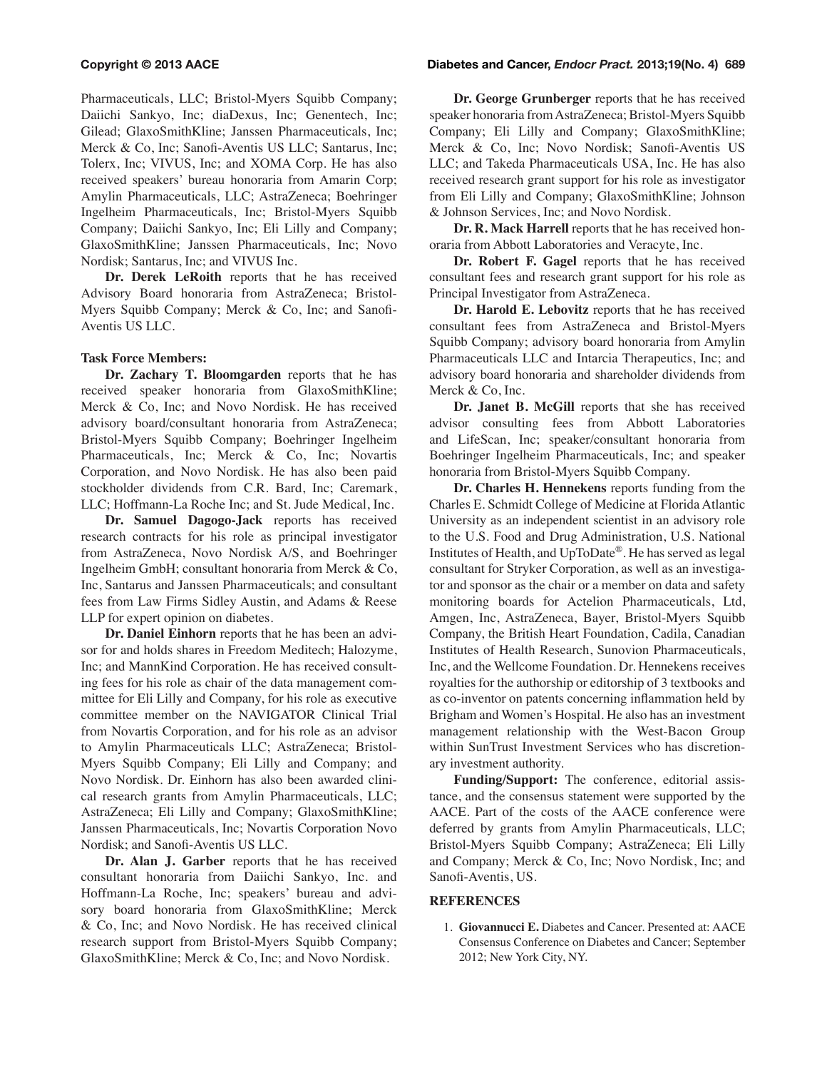Pharmaceuticals, LLC; Bristol-Myers Squibb Company; Daiichi Sankyo, Inc; diaDexus, Inc; Genentech, Inc; Gilead; GlaxoSmithKline; Janssen Pharmaceuticals, Inc; Merck & Co, Inc; Sanofi-Aventis US LLC; Santarus, Inc; Tolerx, Inc; VIVUS, Inc; and XOMA Corp. He has also received speakers' bureau honoraria from Amarin Corp; Amylin Pharmaceuticals, LLC; AstraZeneca; Boehringer Ingelheim Pharmaceuticals, Inc; Bristol-Myers Squibb Company; Daiichi Sankyo, Inc; Eli Lilly and Company; GlaxoSmithKline; Janssen Pharmaceuticals, Inc; Novo Nordisk; Santarus, Inc; and VIVUS Inc.

**Dr. Derek LeRoith** reports that he has received Advisory Board honoraria from AstraZeneca; Bristol-Myers Squibb Company; Merck & Co, Inc; and Sanofi-Aventis US LLC.

**Task Force Members:**

**Dr. Zachary T. Bloomgarden** reports that he has received speaker honoraria from GlaxoSmithKline; Merck & Co, Inc; and Novo Nordisk. He has received advisory board/consultant honoraria from AstraZeneca; Bristol-Myers Squibb Company; Boehringer Ingelheim Pharmaceuticals, Inc; Merck & Co, Inc; Novartis Corporation, and Novo Nordisk. He has also been paid stockholder dividends from C.R. Bard, Inc; Caremark, LLC; Hoffmann-La Roche Inc; and St. Jude Medical, Inc.

**Dr. Samuel Dagogo-Jack** reports has received research contracts for his role as principal investigator from AstraZeneca, Novo Nordisk A/S, and Boehringer Ingelheim GmbH; consultant honoraria from Merck & Co, Inc, Santarus and Janssen Pharmaceuticals; and consultant fees from Law Firms Sidley Austin, and Adams & Reese LLP for expert opinion on diabetes.

**Dr. Daniel Einhorn** reports that he has been an advisor for and holds shares in Freedom Meditech; Halozyme, Inc; and MannKind Corporation. He has received consulting fees for his role as chair of the data management committee for Eli Lilly and Company, for his role as executive committee member on the NAVIGATOR Clinical Trial from Novartis Corporation, and for his role as an advisor to Amylin Pharmaceuticals LLC; AstraZeneca; Bristol-Myers Squibb Company; Eli Lilly and Company; and Novo Nordisk. Dr. Einhorn has also been awarded clinical research grants from Amylin Pharmaceuticals, LLC; AstraZeneca; Eli Lilly and Company; GlaxoSmithKline; Janssen Pharmaceuticals, Inc; Novartis Corporation Novo Nordisk; and Sanofi-Aventis US LLC.

**Dr. Alan J. Garber** reports that he has received consultant honoraria from Daiichi Sankyo, Inc. and Hoffmann-La Roche, Inc; speakers' bureau and advisory board honoraria from GlaxoSmithKline; Merck & Co, Inc; and Novo Nordisk. He has received clinical research support from Bristol-Myers Squibb Company; GlaxoSmithKline; Merck & Co, Inc; and Novo Nordisk.

**Dr. George Grunberger** reports that he has received speaker honoraria from AstraZeneca; Bristol-Myers Squibb Company; Eli Lilly and Company; GlaxoSmithKline; Merck & Co, Inc; Novo Nordisk; Sanofi-Aventis US LLC; and Takeda Pharmaceuticals USA, Inc. He has also received research grant support for his role as investigator from Eli Lilly and Company; GlaxoSmithKline; Johnson & Johnson Services, Inc; and Novo Nordisk.

**Dr. R. Mack Harrell** reports that he has received honoraria from Abbott Laboratories and Veracyte, Inc.

**Dr. Robert F. Gagel** reports that he has received consultant fees and research grant support for his role as Principal Investigator from AstraZeneca.

**Dr. Harold E. Lebovitz** reports that he has received consultant fees from AstraZeneca and Bristol-Myers Squibb Company; advisory board honoraria from Amylin Pharmaceuticals LLC and Intarcia Therapeutics, Inc; and advisory board honoraria and shareholder dividends from Merck & Co, Inc.

**Dr. Janet B. McGill** reports that she has received advisor consulting fees from Abbott Laboratories and LifeScan, Inc; speaker/consultant honoraria from Boehringer Ingelheim Pharmaceuticals, Inc; and speaker honoraria from Bristol-Myers Squibb Company.

**Dr. Charles H. Hennekens** reports funding from the Charles E. Schmidt College of Medicine at Florida Atlantic University as an independent scientist in an advisory role to the U.S. Food and Drug Administration, U.S. National Institutes of Health, and UpToDate®. He has served as legal consultant for Stryker Corporation, as well as an investigator and sponsor as the chair or a member on data and safety monitoring boards for Actelion Pharmaceuticals, Ltd, Amgen, Inc, AstraZeneca, Bayer, Bristol-Myers Squibb Company, the British Heart Foundation, Cadila, Canadian Institutes of Health Research, Sunovion Pharmaceuticals, Inc, and the Wellcome Foundation. Dr. Hennekens receives royalties for the authorship or editorship of 3 textbooks and as co-inventor on patents concerning inflammation held by Brigham and Women's Hospital. He also has an investment management relationship with the West-Bacon Group within SunTrust Investment Services who has discretionary investment authority.

**Funding/Support:** The conference, editorial assistance, and the consensus statement were supported by the AACE. Part of the costs of the AACE conference were deferred by grants from Amylin Pharmaceuticals, LLC; Bristol-Myers Squibb Company; AstraZeneca; Eli Lilly and Company; Merck & Co, Inc; Novo Nordisk, Inc; and Sanofi-Aventis, US.

## REFERENCES

1. **Giovannucci E.** Diabetes and Cancer. Presented at: AACE Consensus Conference on Diabetes and Cancer; September 2012; New York City, NY.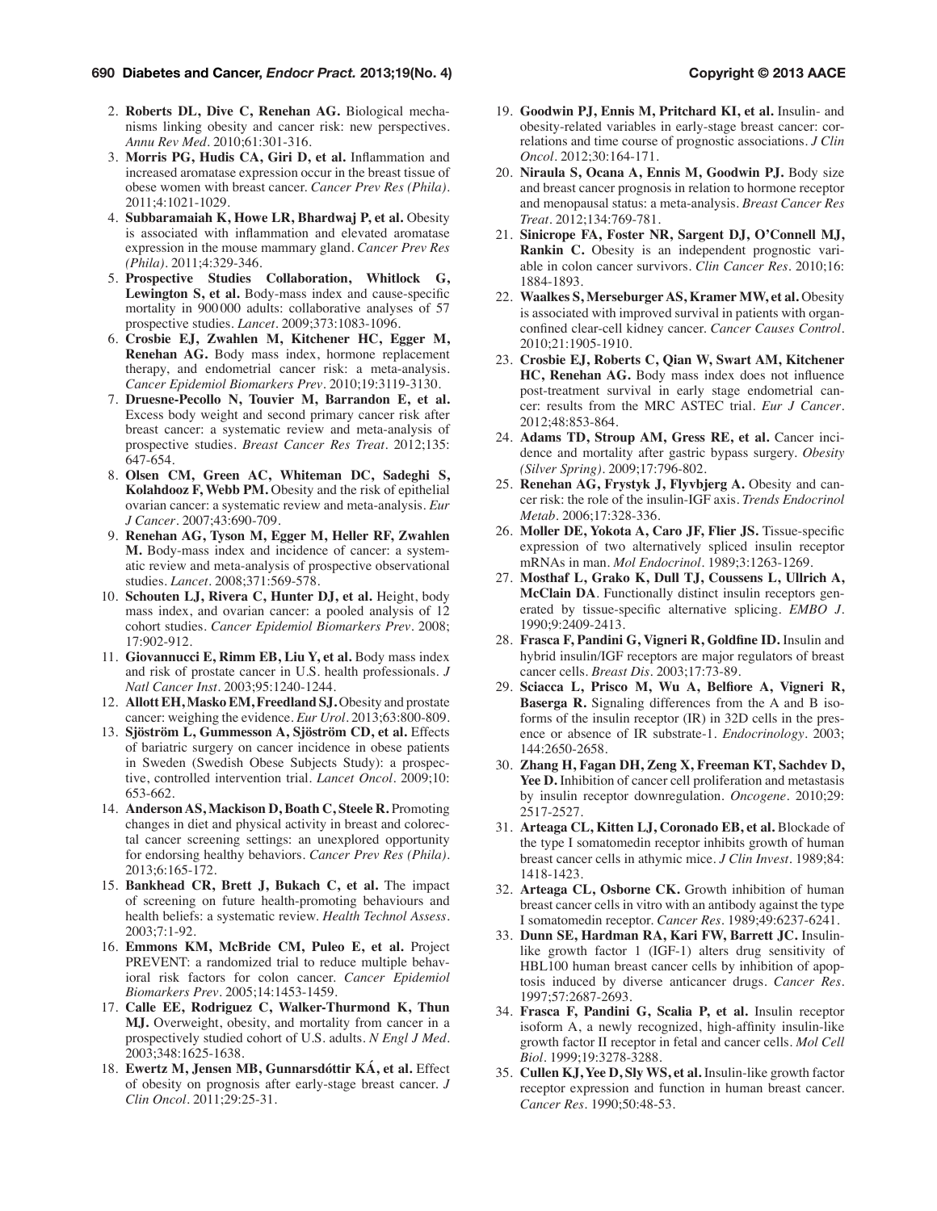2. **Roberts DL, Dive C, Renehan AG.** Biological mechanisms linking obesity and cancer risk: new perspectives. *Annu Rev Med*. 2010;61:301-316.
3. **Morris PG, Hudis CA, Giri D, et al.** Inflammation and increased aromatase expression occur in the breast tissue of obese women with breast cancer. *Cancer Prev Res (Phila)*. 2011;4:1021-1029.
4. **Subbaramaiah K, Howe LR, Bhardwaj P, et al.** Obesity is associated with inflammation and elevated aromatase expression in the mouse mammary gland. *Cancer Prev Res (Phila)*. 2011;4:329-346.
5. **Prospective Studies Collaboration, Whitlock G, Lewington S, et al.** Body-mass index and cause-specific mortality in 900 000 adults: collaborative analyses of 57 prospective studies. *Lancet*. 2009;373:1083-1096.
6. **Crosbie EJ, Zwahlen M, Kitchener HC, Egger M, Renehan AG.** Body mass index, hormone replacement therapy, and endometrial cancer risk: a meta-analysis. *Cancer Epidemiol Biomarkers Prev*. 2010;19:3119-3130.
7. **Druesne-Pecollo N, Touvier M, Barrandon E, et al.** Excess body weight and second primary cancer risk after breast cancer: a systematic review and meta-analysis of prospective studies. *Breast Cancer Res Treat*. 2012;135: 647-654.
8. **Olsen CM, Green AC, Whiteman DC, Sadeghi S, Kolahdooz F, Webb PM.** Obesity and the risk of epithelial ovarian cancer: a systematic review and meta-analysis. *Eur J Cancer*. 2007;43:690-709.
9. **Renehan AG, Tyson M, Egger M, Heller RF, Zwahlen M.** Body-mass index and incidence of cancer: a systematic review and meta-analysis of prospective observational studies. *Lancet*. 2008;371:569-578.
10. **Schouten LJ, Rivera C, Hunter DJ, et al.** Height, body mass index, and ovarian cancer: a pooled analysis of 12 cohort studies. *Cancer Epidemiol Biomarkers Prev*. 2008; 17:902-912.
11. **Giovannucci E, Rimm EB, Liu Y, et al.** Body mass index and risk of prostate cancer in U.S. health professionals. *J Natl Cancer Inst*. 2003;95:1240-1244.
12. **Allott EH, Masko EM, Freedland SJ.** Obesity and prostate cancer: weighing the evidence. *Eur Urol*. 2013;63:800-809.
13. **Sjöström L, Gummesson A, Sjöström CD, et al.** Effects of bariatric surgery on cancer incidence in obese patients in Sweden (Swedish Obese Subjects Study): a prospective, controlled intervention trial. *Lancet Oncol*. 2009;10: 653-662.
14. **Anderson AS, Mackison D, Boath C, Steele R.** Promoting changes in diet and physical activity in breast and colorectal cancer screening settings: an unexplored opportunity for endorsing healthy behaviors. *Cancer Prev Res (Phila)*. 2013;6:165-172.
15. **Bankhead CR, Brett J, Bukach C, et al.** The impact of screening on future health-promoting behaviours and health beliefs: a systematic review. *Health Technol Assess*. 2003;7:1-92.
16. **Emmons KM, McBride CM, Puleo E, et al.** Project PREVENT: a randomized trial to reduce multiple behavioral risk factors for colon cancer. *Cancer Epidemiol Biomarkers Prev*. 2005;14:1453-1459.
17. **Calle EE, Rodriguez C, Walker-Thurmond K, Thun MJ.** Overweight, obesity, and mortality from cancer in a prospectively studied cohort of U.S. adults. *N Engl J Med*. 2003;348:1625-1638.
18. **Ewertz M, Jensen MB, Gunnarsdóttir KÁ, et al.** Effect of obesity on prognosis after early-stage breast cancer. *J Clin Oncol*. 2011;29:25-31.
19. **Goodwin PJ, Ennis M, Pritchard KI, et al.** Insulin- and obesity-related variables in early-stage breast cancer: correlations and time course of prognostic associations. *J Clin Oncol*. 2012;30:164-171.
20. **Niraula S, Ocana A, Ennis M, Goodwin PJ.** Body size and breast cancer prognosis in relation to hormone receptor and menopausal status: a meta-analysis. *Breast Cancer Res Treat*. 2012;134:769-781.
21. **Sinicrope FA, Foster NR, Sargent DJ, O'Connell MJ, Rankin C.** Obesity is an independent prognostic variable in colon cancer survivors. *Clin Cancer Res*. 2010;16: 1884-1893.
22. **Waalkes S, Merseburger AS, Kramer MW, et al.** Obesity is associated with improved survival in patients with organ-confined clear-cell kidney cancer. *Cancer Causes Control*. 2010;21:1905-1910.
23. **Crosbie EJ, Roberts C, Qian W, Swart AM, Kitchener HC, Renehan AG.** Body mass index does not influence post-treatment survival in early stage endometrial cancer: results from the MRC ASTEC trial. *Eur J Cancer*. 2012;48:853-864.
24. **Adams TD, Stroup AM, Gress RE, et al.** Cancer incidence and mortality after gastric bypass surgery. *Obesity (Silver Spring)*. 2009;17:796-802.
25. **Renehan AG, Frystyk J, Flyvbjerg A.** Obesity and cancer risk: the role of the insulin-IGF axis. *Trends Endocrinol Metab*. 2006;17:328-336.
26. **Moller DE, Yokota A, Caro JF, Flier JS.** Tissue-specific expression of two alternatively spliced insulin receptor mRNAs in man. *Mol Endocrinol*. 1989;3:1263-1269.
27. **Mosthaf L, Grako K, Dull TJ, Coussens L, Ullrich A, McClain DA**. Functionally distinct insulin receptors generated by tissue-specific alternative splicing. *EMBO J*. 1990;9:2409-2413.
28. **Frasca F, Pandini G, Vigneri R, Goldfine ID.** Insulin and hybrid insulin/IGF receptors are major regulators of breast cancer cells. *Breast Dis*. 2003;17:73-89.
29. **Sciacca L, Prisco M, Wu A, Belfiore A, Vigneri R, Baserga R.** Signaling differences from the A and B isoforms of the insulin receptor (IR) in 32D cells in the presence or absence of IR substrate-1. *Endocrinology*. 2003; 144:2650-2658.
30. **Zhang H, Fagan DH, Zeng X, Freeman KT, Sachdev D, Yee D.** Inhibition of cancer cell proliferation and metastasis by insulin receptor downregulation. *Oncogene*. 2010;29: 2517-2527.
31. **Arteaga CL, Kitten LJ, Coronado EB, et al.** Blockade of the type I somatomedin receptor inhibits growth of human breast cancer cells in athymic mice. *J Clin Invest*. 1989;84: 1418-1423.
32. **Arteaga CL, Osborne CK.** Growth inhibition of human breast cancer cells in vitro with an antibody against the type I somatomedin receptor. *Cancer Res*. 1989;49:6237-6241.
33. **Dunn SE, Hardman RA, Kari FW, Barrett JC.** Insulin-like growth factor 1 (IGF-1) alters drug sensitivity of HBL100 human breast cancer cells by inhibition of apoptosis induced by diverse anticancer drugs. *Cancer Res*. 1997;57:2687-2693.
34. **Frasca F, Pandini G, Scalia P, et al.** Insulin receptor isoform A, a newly recognized, high-affinity insulin-like growth factor II receptor in fetal and cancer cells. *Mol Cell Biol*. 1999;19:3278-3288.
35. **Cullen KJ, Yee D, Sly WS, et al.** Insulin-like growth factor receptor expression and function in human breast cancer. *Cancer Res*. 1990;50:48-53.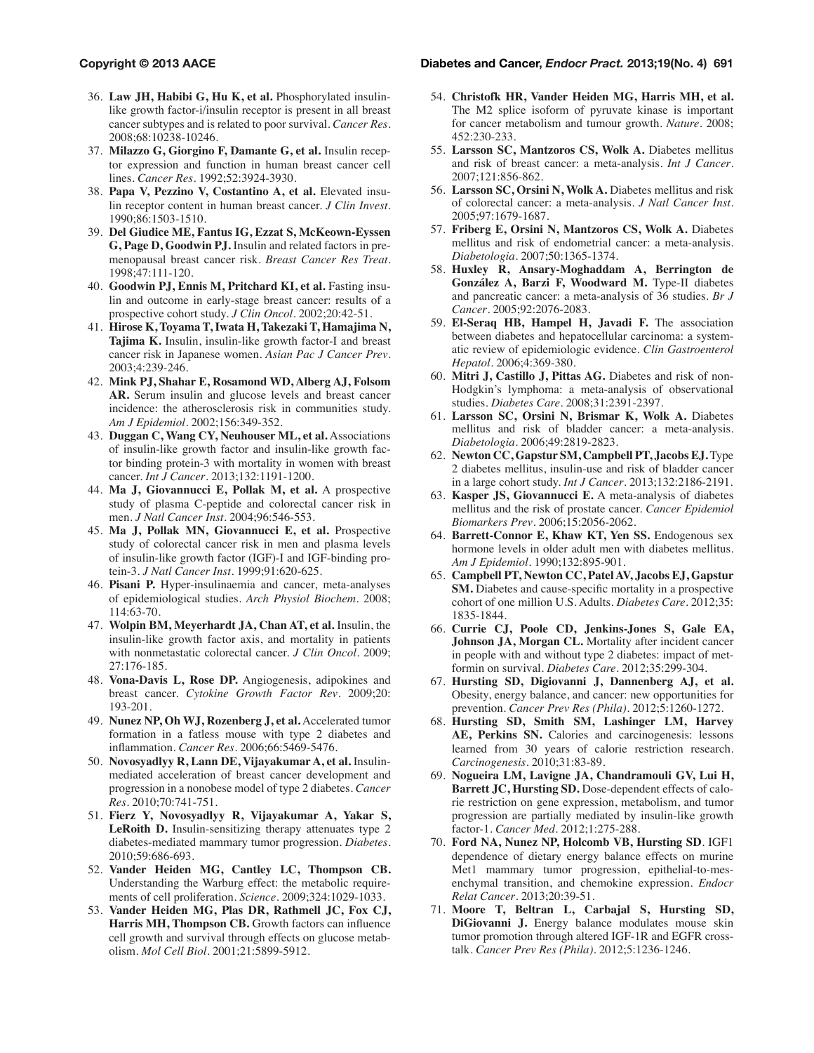36. **Law JH, Habibi G, Hu K, et al.** Phosphorylated insulin-like growth factor-i/insulin receptor is present in all breast cancer subtypes and is related to poor survival. *Cancer Res*. 2008;68:10238-10246.
37. **Milazzo G, Giorgino F, Damante G, et al.** Insulin receptor expression and function in human breast cancer cell lines. *Cancer Res*. 1992;52:3924-3930.
38. **Papa V, Pezzino V, Costantino A, et al.** Elevated insulin receptor content in human breast cancer. *J Clin Invest*. 1990;86:1503-1510.
39. **Del Giudice ME, Fantus IG, Ezzat S, McKeown-Eyssen G, Page D, Goodwin PJ.** Insulin and related factors in premenopausal breast cancer risk. *Breast Cancer Res Treat*. 1998;47:111-120.
40. **Goodwin PJ, Ennis M, Pritchard KI, et al.** Fasting insulin and outcome in early-stage breast cancer: results of a prospective cohort study. *J Clin Oncol*. 2002;20:42-51.
41. **Hirose K, Toyama T, Iwata H, Takezaki T, Hamajima N, Tajima K.** Insulin, insulin-like growth factor-I and breast cancer risk in Japanese women. *Asian Pac J Cancer Prev*. 2003;4:239-246.
42. **Mink PJ, Shahar E, Rosamond WD, Alberg AJ, Folsom AR.** Serum insulin and glucose levels and breast cancer incidence: the atherosclerosis risk in communities study. *Am J Epidemiol*. 2002;156:349-352.
43. **Duggan C, Wang CY, Neuhouser ML, et al.** Associations of insulin-like growth factor and insulin-like growth factor binding protein-3 with mortality in women with breast cancer. *Int J Cancer*. 2013;132:1191-1200.
44. **Ma J, Giovannucci E, Pollak M, et al.** A prospective study of plasma C-peptide and colorectal cancer risk in men. *J Natl Cancer Inst*. 2004;96:546-553.
45. **Ma J, Pollak MN, Giovannucci E, et al.** Prospective study of colorectal cancer risk in men and plasma levels of insulin-like growth factor (IGF)-I and IGF-binding protein-3. *J Natl Cancer Inst*. 1999;91:620-625.
46. **Pisani P.** Hyper-insulinaemia and cancer, meta-analyses of epidemiological studies. *Arch Physiol Biochem*. 2008; 114:63-70.
47. **Wolpin BM, Meyerhardt JA, Chan AT, et al.** Insulin, the insulin-like growth factor axis, and mortality in patients with nonmetastatic colorectal cancer. *J Clin Oncol*. 2009; 27:176-185.
48. **Vona-Davis L, Rose DP.** Angiogenesis, adipokines and breast cancer. *Cytokine Growth Factor Rev*. 2009;20: 193-201.
49. **Nunez NP, Oh WJ, Rozenberg J, et al.** Accelerated tumor formation in a fatless mouse with type 2 diabetes and inflammation. *Cancer Res*. 2006;66:5469-5476.
50. **Novosyadlyy R, Lann DE, Vijayakumar A, et al.** Insulin-mediated acceleration of breast cancer development and progression in a nonobese model of type 2 diabetes. *Cancer Res*. 2010;70:741-751.
51. **Fierz Y, Novosyadlyy R, Vijayakumar A, Yakar S, LeRoith D.** Insulin-sensitizing therapy attenuates type 2 diabetes-mediated mammary tumor progression. *Diabetes*. 2010;59:686-693.
52. **Vander Heiden MG, Cantley LC, Thompson CB.** Understanding the Warburg effect: the metabolic requirements of cell proliferation. *Science*. 2009;324:1029-1033.
53. **Vander Heiden MG, Plas DR, Rathmell JC, Fox CJ, Harris MH, Thompson CB.** Growth factors can influence cell growth and survival through effects on glucose metabolism. *Mol Cell Biol*. 2001;21:5899-5912.
54. **Christofk HR, Vander Heiden MG, Harris MH, et al.** The M2 splice isoform of pyruvate kinase is important for cancer metabolism and tumour growth. *Nature*. 2008; 452:230-233.
55. **Larsson SC, Mantzoros CS, Wolk A.** Diabetes mellitus and risk of breast cancer: a meta-analysis. *Int J Cancer*. 2007;121:856-862.
56. **Larsson SC, Orsini N, Wolk A.** Diabetes mellitus and risk of colorectal cancer: a meta-analysis. *J Natl Cancer Inst*. 2005;97:1679-1687.
57. **Friberg E, Orsini N, Mantzoros CS, Wolk A.** Diabetes mellitus and risk of endometrial cancer: a meta-analysis. *Diabetologia*. 2007;50:1365-1374.
58. **Huxley R, Ansary-Moghaddam A, Berrington de González A, Barzi F, Woodward M.** Type-II diabetes and pancreatic cancer: a meta-analysis of 36 studies. *Br J Cancer*. 2005;92:2076-2083.
59. **El-Seraq HB, Hampel H, Javadi F.** The association between diabetes and hepatocellular carcinoma: a systematic review of epidemiologic evidence. *Clin Gastroenterol Hepatol*. 2006;4:369-380.
60. **Mitri J, Castillo J, Pittas AG.** Diabetes and risk of non-Hodgkin's lymphoma: a meta-analysis of observational studies. *Diabetes Care*. 2008;31:2391-2397.
61. **Larsson SC, Orsini N, Brismar K, Wolk A.** Diabetes mellitus and risk of bladder cancer: a meta-analysis. *Diabetologia*. 2006;49:2819-2823.
62. **Newton CC, Gapstur SM, Campbell PT, Jacobs EJ.** Type 2 diabetes mellitus, insulin-use and risk of bladder cancer in a large cohort study. *Int J Cancer*. 2013;132:2186-2191.
63. **Kasper JS, Giovannucci E.** A meta-analysis of diabetes mellitus and the risk of prostate cancer. *Cancer Epidemiol Biomarkers Prev*. 2006;15:2056-2062.
64. **Barrett-Connor E, Khaw KT, Yen SS.** Endogenous sex hormone levels in older adult men with diabetes mellitus. *Am J Epidemiol*. 1990;132:895-901.
65. **Campbell PT, Newton CC, Patel AV, Jacobs EJ, Gapstur SM.** Diabetes and cause-specific mortality in a prospective cohort of one million U.S. Adults. *Diabetes Care*. 2012;35: 1835-1844.
66. **Currie CJ, Poole CD, Jenkins-Jones S, Gale EA, Johnson JA, Morgan CL.** Mortality after incident cancer in people with and without type 2 diabetes: impact of metformin on survival. *Diabetes Care*. 2012;35:299-304.
67. **Hursting SD, Digiovanni J, Dannenberg AJ, et al.** Obesity, energy balance, and cancer: new opportunities for prevention. *Cancer Prev Res (Phila)*. 2012;5:1260-1272.
68. **Hursting SD, Smith SM, Lashinger LM, Harvey AE, Perkins SN.** Calories and carcinogenesis: lessons learned from 30 years of calorie restriction research. *Carcinogenesis*. 2010;31:83-89.
69. **Nogueira LM, Lavigne JA, Chandramouli GV, Lui H, Barrett JC, Hursting SD.** Dose-dependent effects of calorie restriction on gene expression, metabolism, and tumor progression are partially mediated by insulin-like growth factor-1. *Cancer Med*. 2012;1:275-288.
70. **Ford NA, Nunez NP, Holcomb VB, Hursting SD**. IGF1 dependence of dietary energy balance effects on murine Met1 mammary tumor progression, epithelial-to-mesenchymal transition, and chemokine expression. *Endocr Relat Cancer*. 2013;20:39-51.
71. **Moore T, Beltran L, Carbajal S, Hursting SD, DiGiovanni J.** Energy balance modulates mouse skin tumor promotion through altered IGF-1R and EGFR crosstalk. *Cancer Prev Res (Phila)*. 2012;5:1236-1246.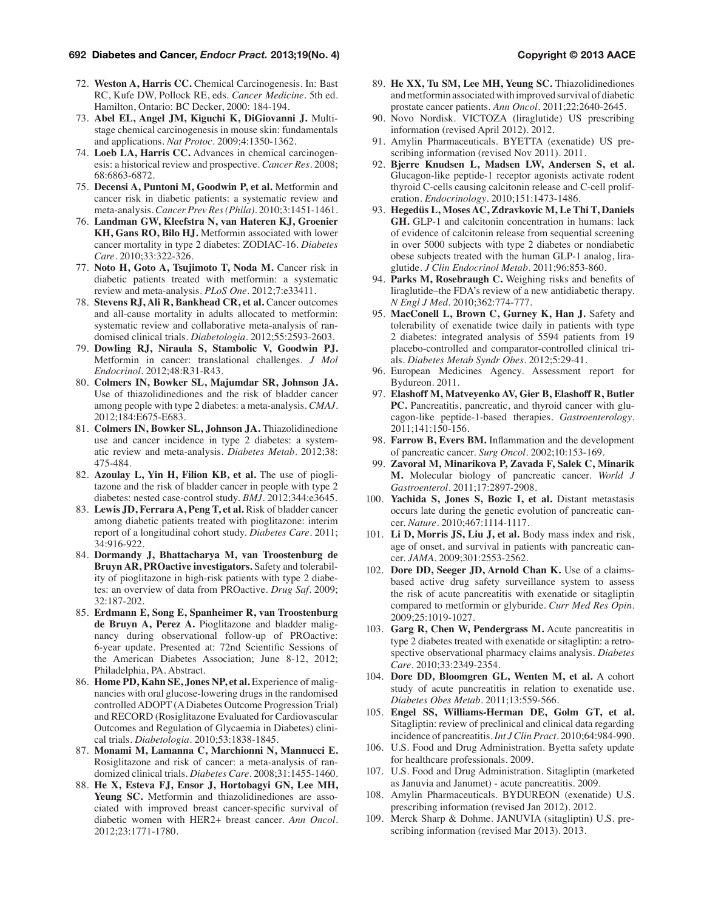72. **Weston A, Harris CC.** Chemical Carcinogenesis. In: Bast RC, Kufe DW, Pollock RE, eds. *Cancer Medicine*. 5th ed. Hamilton, Ontario: BC Decker, 2000: 184-194.
73. **Abel EL, Angel JM, Kiguchi K, DiGiovanni J.** Multistage chemical carcinogenesis in mouse skin: fundamentals and applications. *Nat Protoc*. 2009;4:1350-1362.
74. **Loeb LA, Harris CC.** Advances in chemical carcinogenesis: a historical review and prospective. *Cancer Res*. 2008; 68:6863-6872.
75. **Decensi A, Puntoni M, Goodwin P, et al.** Metformin and cancer risk in diabetic patients: a systematic review and meta-analysis. *Cancer Prev Res (Phila)*. 2010;3:1451-1461.
76. **Landman GW, Kleefstra N, van Hateren KJ, Groenier KH, Gans RO, Bilo HJ.** Metformin associated with lower cancer mortality in type 2 diabetes: ZODIAC-16. *Diabetes Care*. 2010;33:322-326.
77. **Noto H, Goto A, Tsujimoto T, Noda M.** Cancer risk in diabetic patients treated with metformin: a systematic review and meta-analysis. *PLoS One*. 2012;7:e33411.
78. **Stevens RJ, Ali R, Bankhead CR, et al.** Cancer outcomes and all-cause mortality in adults allocated to metformin: systematic review and collaborative meta-analysis of randomised clinical trials. *Diabetologia*. 2012;55:2593-2603.
79. **Dowling RJ, Niraula S, Stambolic V, Goodwin PJ.** Metformin in cancer: translational challenges. *J Mol Endocrinol*. 2012;48:R31-R43.
80. **Colmers IN, Bowker SL, Majumdar SR, Johnson JA.** Use of thiazolidinediones and the risk of bladder cancer among people with type 2 diabetes: a meta-analysis. *CMAJ*. 2012;184:E675-E683.
81. **Colmers IN, Bowker SL, Johnson JA.** Thiazolidinedione use and cancer incidence in type 2 diabetes: a systematic review and meta-analysis. *Diabetes Metab*. 2012;38: 475-484.
82. **Azoulay L, Yin H, Filion KB, et al.** The use of pioglitazone and the risk of bladder cancer in people with type 2 diabetes: nested case-control study. *BMJ*. 2012;344:e3645.
83. **Lewis JD, Ferrara A, Peng T, et al.** Risk of bladder cancer among diabetic patients treated with pioglitazone: interim report of a longitudinal cohort study. *Diabetes Care*. 2011; 34:916-922.
84. **Dormandy J, Bhattacharya M, van Troostenburg de Bruyn AR, PROactive investigators.** Safety and tolerability of pioglitazone in high-risk patients with type 2 diabetes: an overview of data from PROactive. *Drug Saf*. 2009; 32:187-202.
85. **Erdmann E, Song E, Spanheimer R, van Troostenburg de Bruyn A, Perez A.** Pioglitazone and bladder malignancy during observational follow-up of PROactive: 6-year update. Presented at: 72nd Scientific Sessions of the American Diabetes Association; June 8-12, 2012; Philadelphia, PA. Abstract.
86. **Home PD, Kahn SE, Jones NP, et al.** Experience of malignancies with oral glucose-lowering drugs in the randomised controlled ADOPT (A Diabetes Outcome Progression Trial) and RECORD (Rosiglitazone Evaluated for Cardiovascular Outcomes and Regulation of Glycaemia in Diabetes) clinical trials. *Diabetologia*. 2010;53:1838-1845.
87. **Monami M, Lamanna C, Marchionni N, Mannucci E.** Rosiglitazone and risk of cancer: a meta-analysis of randomized clinical trials. *Diabetes Care*. 2008;31:1455-1460.
88. **He X, Esteva FJ, Ensor J, Hortobagyi GN, Lee MH, Yeung SC.** Metformin and thiazolidinediones are associated with improved breast cancer-specific survival of diabetic women with HER2+ breast cancer. *Ann Oncol*. 2012;23:1771-1780.
89. **He XX, Tu SM, Lee MH, Yeung SC.** Thiazolidinediones and metformin associated with improved survival of diabetic prostate cancer patients. *Ann Oncol*. 2011;22:2640-2645.
90. Novo Nordisk. VICTOZA (liraglutide) US prescribing information (revised April 2012). 2012.
91. Amylin Pharmaceuticals. BYETTA (exenatide) US prescribing information (revised Nov 2011). 2011.
92. **Bjerre Knudsen L, Madsen LW, Andersen S, et al.** Glucagon-like peptide-1 receptor agonists activate rodent thyroid C-cells causing calcitonin release and C-cell proliferation. *Endocrinology*. 2010;151:1473-1486.
93. **Hegedüs L, Moses AC, Zdravkovic M, Le Thi T, Daniels GH.** GLP-1 and calcitonin concentration in humans: lack of evidence of calcitonin release from sequential screening in over 5000 subjects with type 2 diabetes or nondiabetic obese subjects treated with the human GLP-1 analog, liraglutide. *J Clin Endocrinol Metab*. 2011;96:853-860.
94. **Parks M, Rosebraugh C.** Weighing risks and benefits of liraglutide–the FDA's review of a new antidiabetic therapy. *N Engl J Med*. 2010;362:774-777.
95. **MacConell L, Brown C, Gurney K, Han J.** Safety and tolerability of exenatide twice daily in patients with type 2 diabetes: integrated analysis of 5594 patients from 19 placebo-controlled and comparator-controlled clinical trials. *Diabetes Metab Syndr Obes*. 2012;5:29-41.
96. European Medicines Agency. Assessment report for Bydureon. 2011.
97. **Elashoff M, Matveyenko AV, Gier B, Elashoff R, Butler PC.** Pancreatitis, pancreatic, and thyroid cancer with glucagon-like peptide-1-based therapies. *Gastroenterology*. 2011;141:150-156.
98. **Farrow B, Evers BM.** Inflammation and the development of pancreatic cancer. *Surg Oncol*. 2002;10:153-169.
99. **Zavoral M, Minarikova P, Zavada F, Salek C, Minarik M.** Molecular biology of pancreatic cancer. *World J Gastroenterol*. 2011;17:2897-2908.
100. **Yachida S, Jones S, Bozic I, et al.** Distant metastasis occurs late during the genetic evolution of pancreatic cancer. *Nature*. 2010;467:1114-1117.
101. **Li D, Morris JS, Liu J, et al.** Body mass index and risk, age of onset, and survival in patients with pancreatic cancer. *JAMA*. 2009;301:2553-2562.
102. **Dore DD, Seeger JD, Arnold Chan K.** Use of a claims-based active drug safety surveillance system to assess the risk of acute pancreatitis with exenatide or sitagliptin compared to metformin or glyburide. *Curr Med Res Opin*. 2009;25:1019-1027.
103. **Garg R, Chen W, Pendergrass M.** Acute pancreatitis in type 2 diabetes treated with exenatide or sitagliptin: a retrospective observational pharmacy claims analysis. *Diabetes Care*. 2010;33:2349-2354.
104. **Dore DD, Bloomgren GL, Wenten M, et al.** A cohort study of acute pancreatitis in relation to exenatide use. *Diabetes Obes Metab*. 2011;13:559-566.
105. **Engel SS, Williams-Herman DE, Golm GT, et al.** Sitagliptin: review of preclinical and clinical data regarding incidence of pancreatitis. *Int J Clin Pract*. 2010;64:984-990.
106. U.S. Food and Drug Administration. Byetta safety update for healthcare professionals. 2009.
107. U.S. Food and Drug Administration. Sitagliptin (marketed as Januvia and Janumet) - acute pancreatitis. 2009.
108. Amylin Pharmaceuticals. BYDUREON (exenatide) U.S. prescribing information (revised Jan 2012). 2012.
109. Merck Sharp & Dohme. JANUVIA (sitagliptin) U.S. prescribing information (revised Mar 2013). 2013.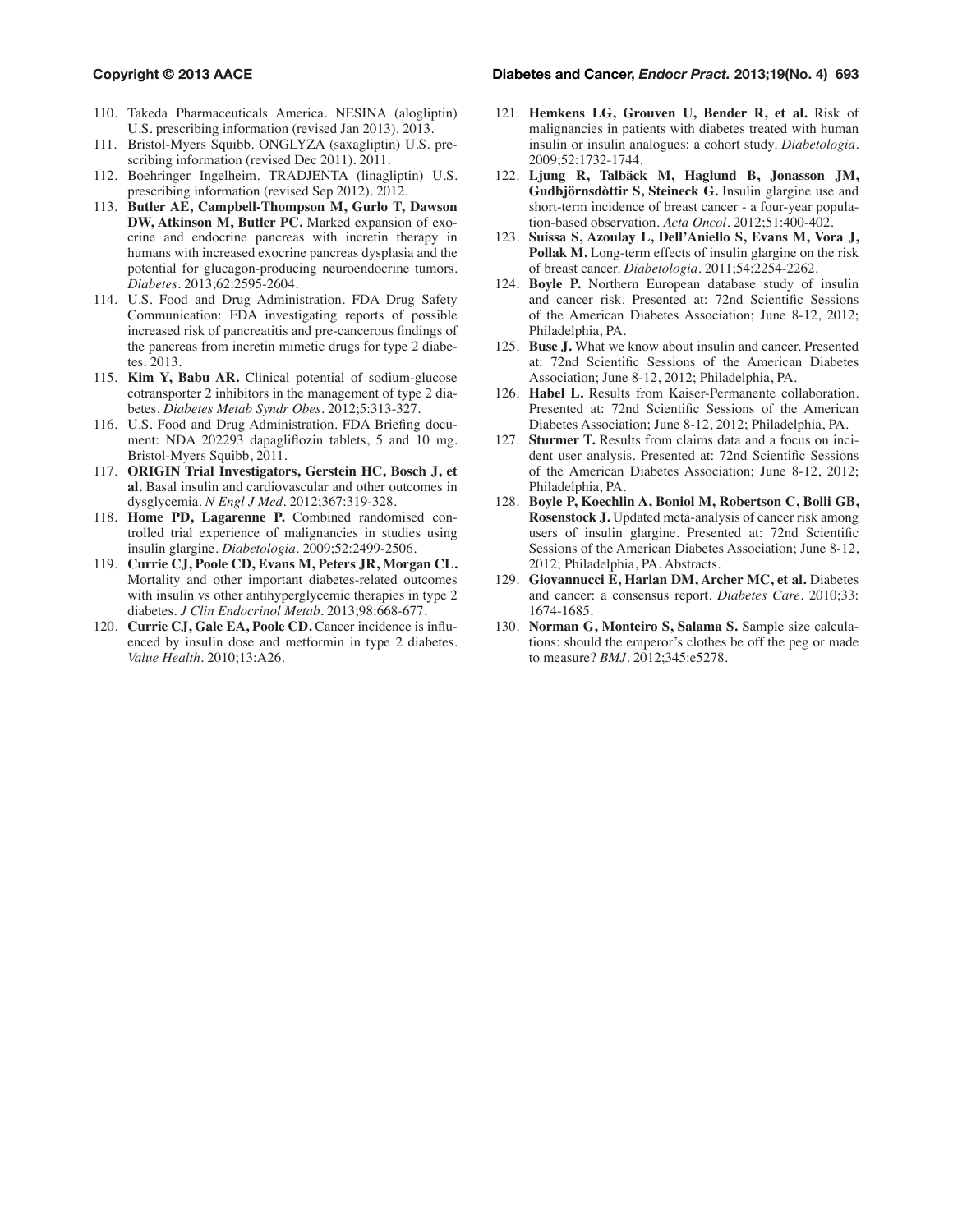110. Takeda Pharmaceuticals America. NESINA (alogliptin) U.S. prescribing information (revised Jan 2013). 2013.
111. Bristol-Myers Squibb. ONGLYZA (saxagliptin) U.S. prescribing information (revised Dec 2011). 2011.
112. Boehringer Ingelheim. TRADJENTA (linagliptin) U.S. prescribing information (revised Sep 2012). 2012.
113. **Butler AE, Campbell-Thompson M, Gurlo T, Dawson DW, Atkinson M, Butler PC.** Marked expansion of exocrine and endocrine pancreas with incretin therapy in humans with increased exocrine pancreas dysplasia and the potential for glucagon-producing neuroendocrine tumors. *Diabetes*. 2013;62:2595-2604.
114. U.S. Food and Drug Administration. FDA Drug Safety Communication: FDA investigating reports of possible increased risk of pancreatitis and pre-cancerous findings of the pancreas from incretin mimetic drugs for type 2 diabetes. 2013.
115. **Kim Y, Babu AR.** Clinical potential of sodium-glucose cotransporter 2 inhibitors in the management of type 2 diabetes. *Diabetes Metab Syndr Obes*. 2012;5:313-327.
116. U.S. Food and Drug Administration. FDA Briefing document: NDA 202293 dapagliflozin tablets, 5 and 10 mg. Bristol-Myers Squibb, 2011.
117. **ORIGIN Trial Investigators, Gerstein HC, Bosch J, et al.** Basal insulin and cardiovascular and other outcomes in dysglycemia. *N Engl J Med*. 2012;367:319-328.
118. **Home PD, Lagarenne P.** Combined randomised controlled trial experience of malignancies in studies using insulin glargine. *Diabetologia*. 2009;52:2499-2506.
119. **Currie CJ, Poole CD, Evans M, Peters JR, Morgan CL.** Mortality and other important diabetes-related outcomes with insulin vs other antihyperglycemic therapies in type 2 diabetes. *J Clin Endocrinol Metab*. 2013;98:668-677.
120. **Currie CJ, Gale EA, Poole CD.** Cancer incidence is influenced by insulin dose and metformin in type 2 diabetes. *Value Health*. 2010;13:A26.
121. **Hemkens LG, Grouven U, Bender R, et al.** Risk of malignancies in patients with diabetes treated with human insulin or insulin analogues: a cohort study. *Diabetologia*. 2009;52:1732-1744.
122. **Ljung R, Talbäck M, Haglund B, Jonasson JM, Gudbjörnsdòttir S, Steineck G.** Insulin glargine use and short-term incidence of breast cancer - a four-year population-based observation. *Acta Oncol*. 2012;51:400-402.
123. **Suissa S, Azoulay L, Dell'Aniello S, Evans M, Vora J, Pollak M.** Long-term effects of insulin glargine on the risk of breast cancer. *Diabetologia*. 2011;54:2254-2262.
124. **Boyle P.** Northern European database study of insulin and cancer risk. Presented at: 72nd Scientific Sessions of the American Diabetes Association; June 8-12, 2012; Philadelphia, PA.
125. **Buse J.** What we know about insulin and cancer. Presented at: 72nd Scientific Sessions of the American Diabetes Association; June 8-12, 2012; Philadelphia, PA.
126. **Habel L.** Results from Kaiser-Permanente collaboration. Presented at: 72nd Scientific Sessions of the American Diabetes Association; June 8-12, 2012; Philadelphia, PA.
127. **Sturmer T.** Results from claims data and a focus on incident user analysis. Presented at: 72nd Scientific Sessions of the American Diabetes Association; June 8-12, 2012; Philadelphia, PA.
128. **Boyle P, Koechlin A, Boniol M, Robertson C, Bolli GB, Rosenstock J.** Updated meta-analysis of cancer risk among users of insulin glargine. Presented at: 72nd Scientific Sessions of the American Diabetes Association; June 8-12, 2012; Philadelphia, PA. Abstracts.
129. **Giovannucci E, Harlan DM, Archer MC, et al.** Diabetes and cancer: a consensus report. *Diabetes Care*. 2010;33: 1674-1685.
130. **Norman G, Monteiro S, Salama S.** Sample size calculations: should the emperor's clothes be off the peg or made to measure? *BMJ*. 2012;345:e5278.